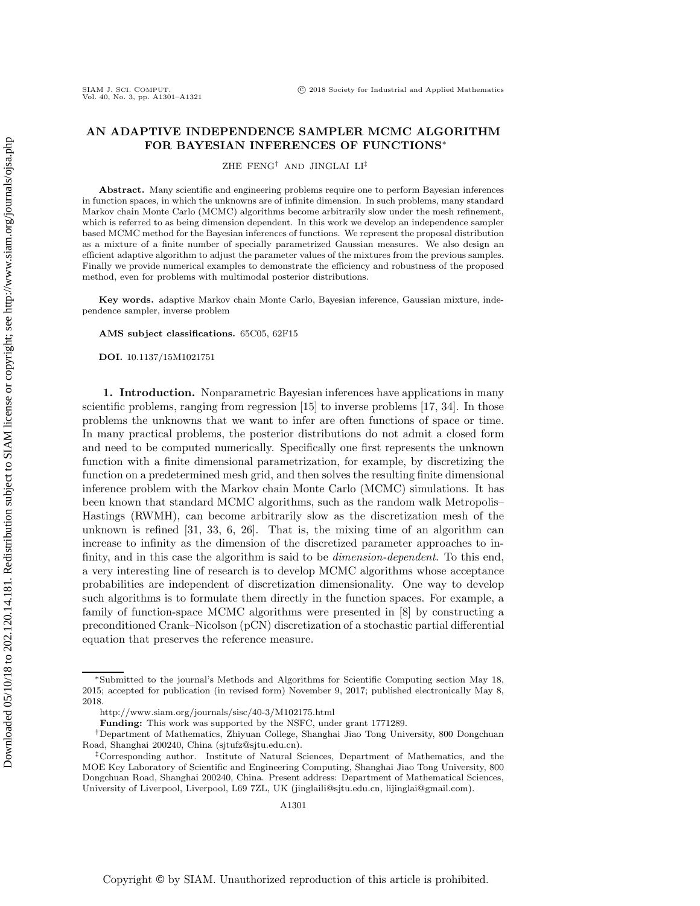# AN ADAPTIVE INDEPENDENCE SAMPLER MCMC ALGORITHM FOR BAYESIAN INFERENCES OF FUNCTIONS*

ZHE FENG† AND JINGLAI LI‡

**Abstract.** Many scientific and engineering problems require one to perform Bayesian inferences in function spaces, in which the unknowns are of infinite dimension. In such problems, many standard Markov chain Monte Carlo (MCMC) algorithms become arbitrarily slow under the mesh refinement, which is referred to as being dimension dependent. In this work we develop an independence sampler based MCMC method for the Bayesian inferences of functions. We represent the proposal distribution as a mixture of a finite number of specially parametrized Gaussian measures. We also design an efficient adaptive algorithm to adjust the parameter values of the mixtures from the previous samples. Finally we provide numerical examples to demonstrate the efficiency and robustness of the proposed method, even for problems with multimodal posterior distributions.

**Key words.** adaptive Markov chain Monte Carlo, Bayesian inference, Gaussian mixture, independence sampler, inverse problem

**AMS subject classifications.** 65C05, 62F15

**DOI.** 10.1137/15M1021751

## 1. Introduction.

Nonparametric Bayesian inferences have applications in many scientific problems, ranging from regression [15] to inverse problems [17, 34]. In those problems the unknowns that we want to infer are often functions of space or time. In many practical problems, the posterior distributions do not admit a closed form and need to be computed numerically. Specifically one first represents the unknown function with a finite dimensional parametrization, for example, by discretizing the function on a predetermined mesh grid, and then solves the resulting finite dimensional inference problem with the Markov chain Monte Carlo (MCMC) simulations. It has been known that standard MCMC algorithms, such as the random walk Metropolis–Hastings (RWMH), can become arbitrarily slow as the discretization mesh of the unknown is refined [31, 33, 6, 26]. That is, the mixing time of an algorithm can increase to infinity as the dimension of the discretized parameter approaches to infinity, and in this case the algorithm is said to be *dimension-dependent*. To this end, a very interesting line of research is to develop MCMC algorithms whose acceptance probabilities are independent of discretization dimensionality. One way to develop such algorithms is to formulate them directly in the function spaces. For example, a family of function-space MCMC algorithms were presented in [8] by constructing a preconditioned Crank–Nicolson (pCN) discretization of a stochastic partial differential equation that preserves the reference measure.

---

*Submitted to the journal's Methods and Algorithms for Scientific Computing section May 18, 2015; accepted for publication (in revised form) November 9, 2017; published electronically May 8, 2018.

http://www.siam.org/journals/sisc/40-3/M102175.html

**Funding:** This work was supported by the NSFC, under grant 1771289.

†Department of Mathematics, Zhiyuan College, Shanghai Jiao Tong University, 800 Dongchuan Road, Shanghai 200240, China (sjtufz@sjtu.edu.cn).

‡Corresponding author. Institute of Natural Sciences, Department of Mathematics, and the MOE Key Laboratory of Scientific and Engineering Computing, Shanghai Jiao Tong University, 800 Dongchuan Road, Shanghai 200240, China. Present address: Department of Mathematical Sciences, University of Liverpool, Liverpool, L69 7ZL, UK (jinglaili@sjtu.edu.cn, lijinglai@gmail.com).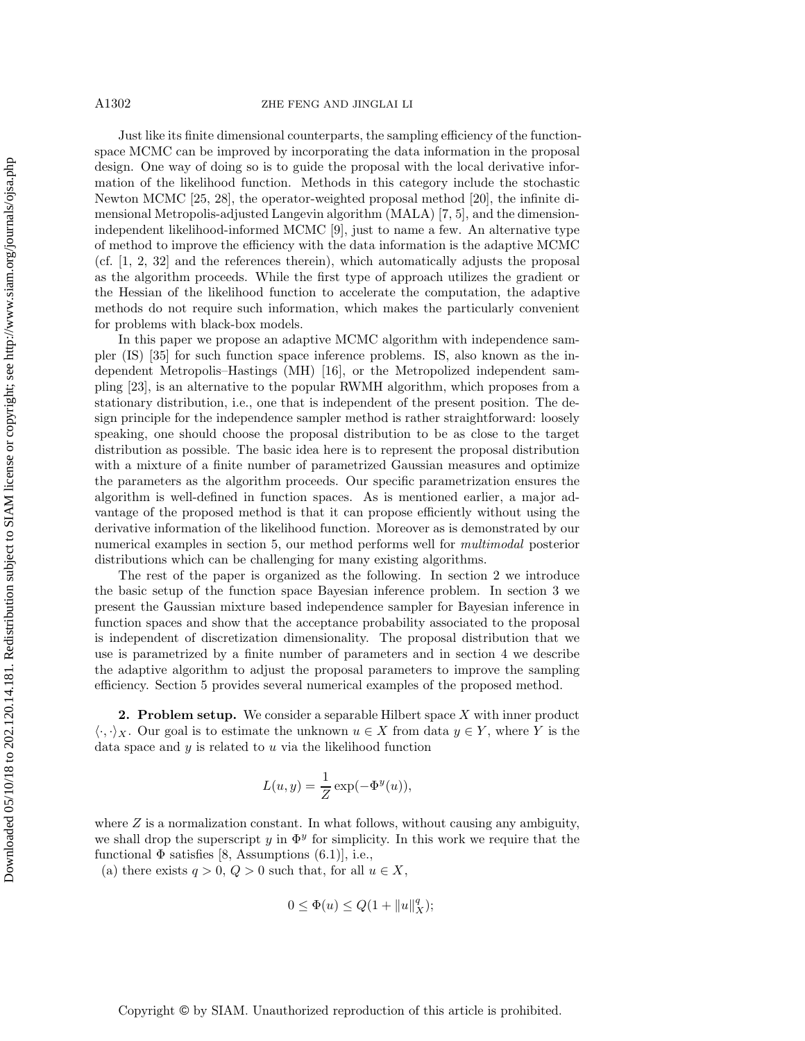Just like its finite dimensional counterparts, the sampling efficiency of the function-space MCMC can be improved by incorporating the data information in the proposal design. One way of doing so is to guide the proposal with the local derivative information of the likelihood function. Methods in this category include the stochastic Newton MCMC [25, 28], the operator-weighted proposal method [20], the infinite dimensional Metropolis-adjusted Langevin algorithm (MALA) [7, 5], and the dimension-independent likelihood-informed MCMC [9], just to name a few. An alternative type of method to improve the efficiency with the data information is the adaptive MCMC (cf. [1, 2, 32] and the references therein), which automatically adjusts the proposal as the algorithm proceeds. While the first type of approach utilizes the gradient or the Hessian of the likelihood function to accelerate the computation, the adaptive methods do not require such information, which makes the particularly convenient for problems with black-box models.

In this paper we propose an adaptive MCMC algorithm with independence sampler (IS) [35] for such function space inference problems. IS, also known as the independent Metropolis–Hastings (MH) [16], or the Metropolized independent sampling [23], is an alternative to the popular RWMH algorithm, which proposes from a stationary distribution, i.e., one that is independent of the present position. The design principle for the independence sampler method is rather straightforward: loosely speaking, one should choose the proposal distribution to be as close to the target distribution as possible. The basic idea here is to represent the proposal distribution with a mixture of a finite number of parametrized Gaussian measures and optimize the parameters as the algorithm proceeds. Our specific parametrization ensures the algorithm is well-defined in function spaces. As is mentioned earlier, a major advantage of the proposed method is that it can propose efficiently without using the derivative information of the likelihood function. Moreover as is demonstrated by our numerical examples in section 5, our method performs well for *multimodal* posterior distributions which can be challenging for many existing algorithms.

The rest of the paper is organized as the following. In section 2 we introduce the basic setup of the function space Bayesian inference problem. In section 3 we present the Gaussian mixture based independence sampler for Bayesian inference in function spaces and show that the acceptance probability associated to the proposal is independent of discretization dimensionality. The proposal distribution that we use is parametrized by a finite number of parameters and in section 4 we describe the adaptive algorithm to adjust the proposal parameters to improve the sampling efficiency. Section 5 provides several numerical examples of the proposed method.

## 2. Problem setup.

We consider a separable Hilbert space $X$ with inner product $\langle \cdot, \cdot \rangle_X$. Our goal is to estimate the unknown $u \in X$ from data $y \in Y$, where $Y$ is the data space and $y$ is related to $u$ via the likelihood function

$$L(u, y) = \frac{1}{Z} \exp(-\Phi^y(u)),$$

where $Z$ is a normalization constant. In what follows, without causing any ambiguity, we shall drop the superscript $y$ in $\Phi^y$ for simplicity. In this work we require that the functional $\Phi$ satisfies [8, Assumptions (6.1)], i.e.,

(a) there exists $q > 0$, $Q > 0$ such that, for all $u \in X$,

$$0 \leq \Phi(u) \leq Q(1 + \|u\|_X^q);$$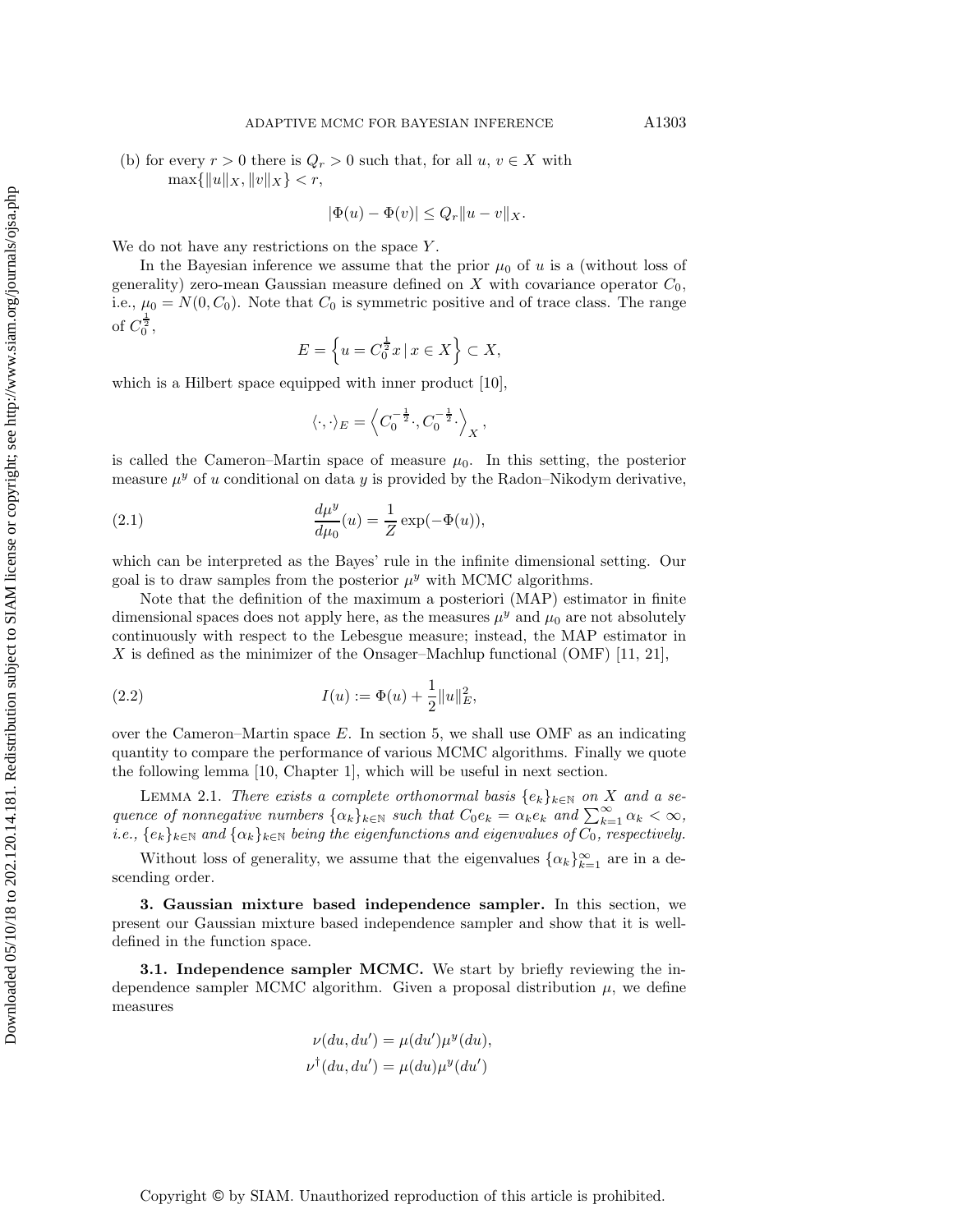(b) for every $r > 0$ there is $Q_r > 0$ such that, for all $u, v \in X$ with $\max\{\|u\|_X, \|v\|_X\} < r$,

$$|\Phi(u) - \Phi(v)| \leq Q_r \|u - v\|_X.$$

We do not have any restrictions on the space $Y$.

In the Bayesian inference we assume that the prior $\mu_0$ of $u$ is a (without loss of generality) zero-mean Gaussian measure defined on $X$ with covariance operator $C_0$, i.e., $\mu_0 = N(0, C_0)$. Note that $C_0$ is symmetric positive and of trace class. The range of $C_0^{\frac{1}{2}}$,

$$E = \left\{ u = C_0^{\frac{1}{2}} x \,|\, x \in X \right\} \subset X,$$

which is a Hilbert space equipped with inner product [10],

$$\langle \cdot, \cdot \rangle_E = \left\langle C_0^{-\frac{1}{2}} \cdot, C_0^{-\frac{1}{2}} \cdot \right\rangle_X,$$

is called the Cameron–Martin space of measure $\mu_0$. In this setting, the posterior measure $\mu^y$ of $u$ conditional on data $y$ is provided by the Radon–Nikodym derivative,

$$\frac{d\mu^y}{d\mu_0}(u) = \frac{1}{Z} \exp(-\Phi(u)), \tag{2.1}$$

which can be interpreted as the Bayes' rule in the infinite dimensional setting. Our goal is to draw samples from the posterior $\mu^y$ with MCMC algorithms.

Note that the definition of the maximum a posteriori (MAP) estimator in finite dimensional spaces does not apply here, as the measures $\mu^y$ and $\mu_0$ are not absolutely continuously with respect to the Lebesgue measure; instead, the MAP estimator in $X$ is defined as the minimizer of the Onsager–Machlup functional (OMF) [11, 21],

$$I(u) := \Phi(u) + \frac{1}{2} \|u\|_E^2, \tag{2.2}$$

over the Cameron–Martin space $E$. In section 5, we shall use OMF as an indicating quantity to compare the performance of various MCMC algorithms. Finally we quote the following lemma [10, Chapter 1], which will be useful in next section.

Lemma 2.1. *There exists a complete orthonormal basis $\{e_k\}_{k\in\mathbb{N}}$ on $X$ and a sequence of nonnegative numbers $\{\alpha_k\}_{k\in\mathbb{N}}$ such that $C_0 e_k = \alpha_k e_k$ and $\sum_{k=1}^{\infty} \alpha_k < \infty$, i.e., $\{e_k\}_{k\in\mathbb{N}}$ and $\{\alpha_k\}_{k\in\mathbb{N}}$ being the eigenfunctions and eigenvalues of $C_0$, respectively.*

Without loss of generality, we assume that the eigenvalues $\{\alpha_k\}_{k=1}^{\infty}$ are in a descending order.

## 3. Gaussian mixture based independence sampler.

In this section, we present our Gaussian mixture based independence sampler and show that it is well-defined in the function space.

### 3.1. Independence sampler MCMC.

We start by briefly reviewing the independence sampler MCMC algorithm. Given a proposal distribution $\mu$, we define measures

$$\nu(du, du') = \mu(du')\mu^y(du),$$
$$\nu^\dagger(du, du') = \mu(du)\mu^y(du')$$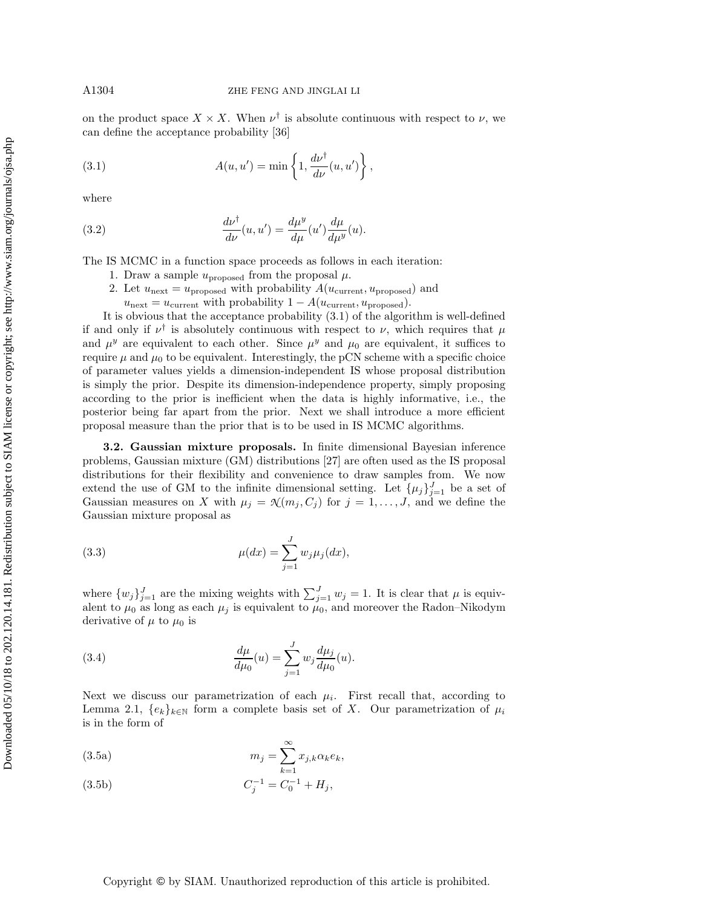on the product space $X \times X$. When $\nu^\dagger$ is absolute continuous with respect to $\nu$, we can define the acceptance probability [36]

$$A(u, u') = \min \left\{ 1, \frac{d\nu^\dagger}{d\nu}(u, u') \right\}, \tag{3.1}$$

where

$$\frac{d\nu^\dagger}{d\nu}(u, u') = \frac{d\mu^y}{d\mu}(u') \frac{d\mu}{d\mu^y}(u). \tag{3.2}$$

The IS MCMC in a function space proceeds as follows in each iteration:

1. Draw a sample $u_{\text{proposed}}$ from the proposal $\mu$.
2. Let $u_{\text{next}} = u_{\text{proposed}}$ with probability $A(u_{\text{current}}, u_{\text{proposed}})$ and $u_{\text{next}} = u_{\text{current}}$ with probability $1 - A(u_{\text{current}}, u_{\text{proposed}})$.

It is obvious that the acceptance probability (3.1) of the algorithm is well-defined if and only if $\nu^\dagger$ is absolutely continuous with respect to $\nu$, which requires that $\mu$ and $\mu^y$ are equivalent to each other. Since $\mu^y$ and $\mu_0$ are equivalent, it suffices to require $\mu$ and $\mu_0$ to be equivalent. Interestingly, the pCN scheme with a specific choice of parameter values yields a dimension-independent IS whose proposal distribution is simply the prior. Despite its dimension-independence property, simply proposing according to the prior is inefficient when the data is highly informative, i.e., the posterior being far apart from the prior. Next we shall introduce a more efficient proposal measure than the prior that is to be used in IS MCMC algorithms.

**3.2. Gaussian mixture proposals.** In finite dimensional Bayesian inference problems, Gaussian mixture (GM) distributions [27] are often used as the IS proposal distributions for their flexibility and convenience to draw samples from. We now extend the use of GM to the infinite dimensional setting. Let $\{\mu_j\}_{j=1}^J$ be a set of Gaussian measures on $X$ with $\mu_j = \mathcal{N}(m_j, C_j)$ for $j = 1, \ldots, J$, and we define the Gaussian mixture proposal as

$$\mu(dx) = \sum_{j=1}^J w_j \mu_j(dx), \tag{3.3}$$

where $\{w_j\}_{j=1}^J$ are the mixing weights with $\sum_{j=1}^J w_j = 1$. It is clear that $\mu$ is equivalent to $\mu_0$ as long as each $\mu_j$ is equivalent to $\mu_0$, and moreover the Radon–Nikodym derivative of $\mu$ to $\mu_0$ is

$$\frac{d\mu}{d\mu_0}(u) = \sum_{j=1}^J w_j \frac{d\mu_j}{d\mu_0}(u). \tag{3.4}$$

Next we discuss our parametrization of each $\mu_i$. First recall that, according to Lemma 2.1, $\{e_k\}_{k\in\mathbb{N}}$ form a complete basis set of $X$. Our parametrization of $\mu_i$ is in the form of

$$m_j = \sum_{k=1}^\infty x_{j,k} \alpha_k e_k, \tag{3.5a}$$

$$C_j^{-1} = C_0^{-1} + H_j, \tag{3.5b}$$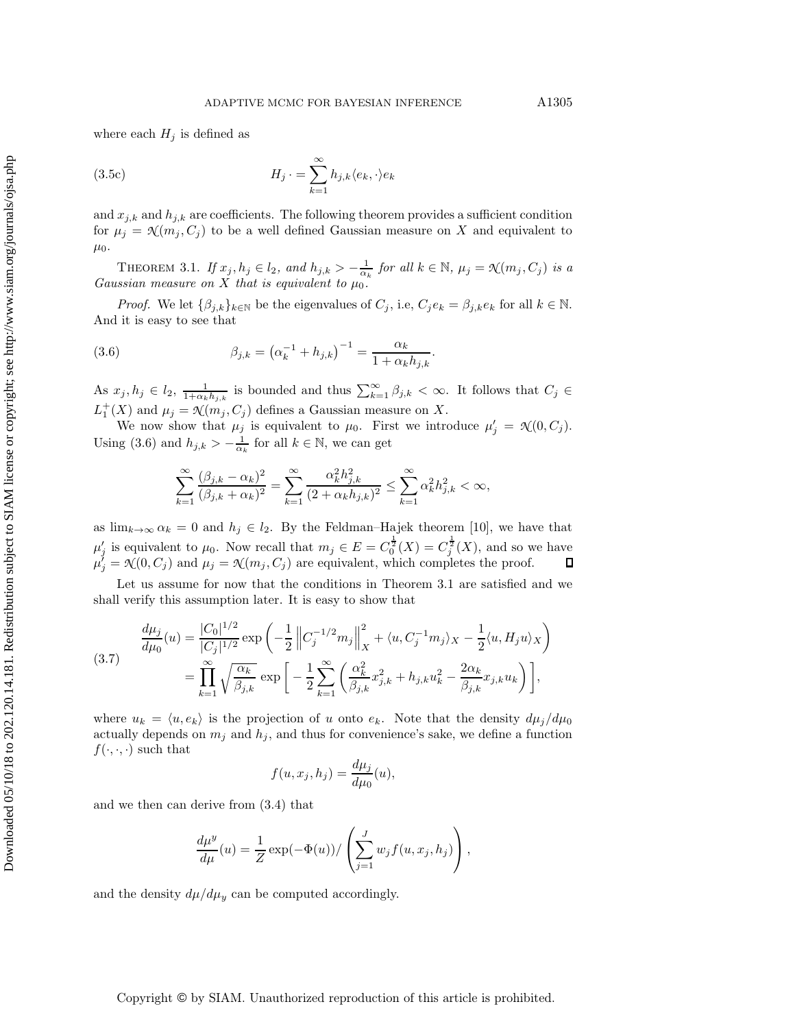where each $H_j$ is defined as

$$H_j \cdot = \sum_{k=1}^{\infty} h_{j,k} \langle e_k, \cdot \rangle e_k \tag{3.5c}$$

and $x_{j,k}$ and $h_{j,k}$ are coefficients. The following theorem provides a sufficient condition for $\mu_j = \mathcal{N}(m_j, C_j)$ to be a well defined Gaussian measure on $X$ and equivalent to $\mu_0$.

THEOREM 3.1. *If $x_j, h_j \in l_2$, and $h_{j,k} > -\frac{1}{\alpha_k}$ for all $k \in \mathbb{N}$, $\mu_j = \mathcal{N}(m_j, C_j)$ is a Gaussian measure on $X$ that is equivalent to $\mu_0$.*

*Proof.* We let $\{\beta_{j,k}\}_{k\in\mathbb{N}}$ be the eigenvalues of $C_j$, i.e, $C_j e_k = \beta_{j,k} e_k$ for all $k \in \mathbb{N}$. And it is easy to see that

$$\beta_{j,k} = \left(\alpha_k^{-1} + h_{j,k}\right)^{-1} = \frac{\alpha_k}{1 + \alpha_k h_{j,k}}. \tag{3.6}$$

As $x_j, h_j \in l_2$, $\frac{1}{1+\alpha_k h_{j,k}}$ is bounded and thus $\sum_{k=1}^{\infty} \beta_{j,k} < \infty$. It follows that $C_j \in L_1^+(X)$ and $\mu_j = \mathcal{N}(m_j, C_j)$ defines a Gaussian measure on $X$.

We now show that $\mu_j$ is equivalent to $\mu_0$. First we introduce $\mu_j' = \mathcal{N}(0, C_j)$. Using (3.6) and $h_{j,k} > -\frac{1}{\alpha_k}$ for all $k \in \mathbb{N}$, we can get

$$\sum_{k=1}^{\infty} \frac{(\beta_{j,k} - \alpha_k)^2}{(\beta_{j,k} + \alpha_k)^2} = \sum_{k=1}^{\infty} \frac{\alpha_k^2 h_{j,k}^2}{(2 + \alpha_k h_{j,k})^2} \leq \sum_{k=1}^{\infty} \alpha_k^2 h_{j,k}^2 < \infty,$$

as $\lim_{k\to\infty} \alpha_k = 0$ and $h_j \in l_2$. By the Feldman–Hajek theorem [10], we have that $\mu_j'$ is equivalent to $\mu_0$. Now recall that $m_j \in E = C_0^{\frac{1}{2}}(X) = C_j^{\frac{1}{2}}(X)$, and so we have $\mu_j' = \mathcal{N}(0, C_j)$ and $\mu_j = \mathcal{N}(m_j, C_j)$ are equivalent, which completes the proof. $\square$

Let us assume for now that the conditions in Theorem 3.1 are satisfied and we shall verify this assumption later. It is easy to show that

$$\begin{aligned} \frac{d\mu_j}{d\mu_0}(u) &= \frac{|C_0|^{1/2}}{|C_j|^{1/2}} \exp\left(-\frac{1}{2}\left\|C_j^{-1/2} m_j\right\|_X^2 + \langle u, C_j^{-1} m_j\rangle_X - \frac{1}{2}\langle u, H_j u\rangle_X\right) \\ &= \prod_{k=1}^{\infty} \sqrt{\frac{\alpha_k}{\beta_{j,k}}} \exp\left[-\frac{1}{2}\sum_{k=1}^{\infty}\left(\frac{\alpha_k^2}{\beta_{j,k}} x_{j,k}^2 + h_{j,k} u_k^2 - \frac{2\alpha_k}{\beta_{j,k}} x_{j,k} u_k\right)\right], \end{aligned} \tag{3.7}$$

where $u_k = \langle u, e_k \rangle$ is the projection of $u$ onto $e_k$. Note that the density $d\mu_j/d\mu_0$ actually depends on $m_j$ and $h_j$, and thus for convenience's sake, we define a function $f(\cdot,\cdot,\cdot)$ such that

$$f(u, x_j, h_j) = \frac{d\mu_j}{d\mu_0}(u),$$

and we then can derive from (3.4) that

$$\frac{d\mu^y}{d\mu}(u) = \frac{1}{Z}\exp(-\Phi(u)) / \left(\sum_{j=1}^{J} w_j f(u, x_j, h_j)\right),$$

and the density $d\mu/d\mu_y$ can be computed accordingly.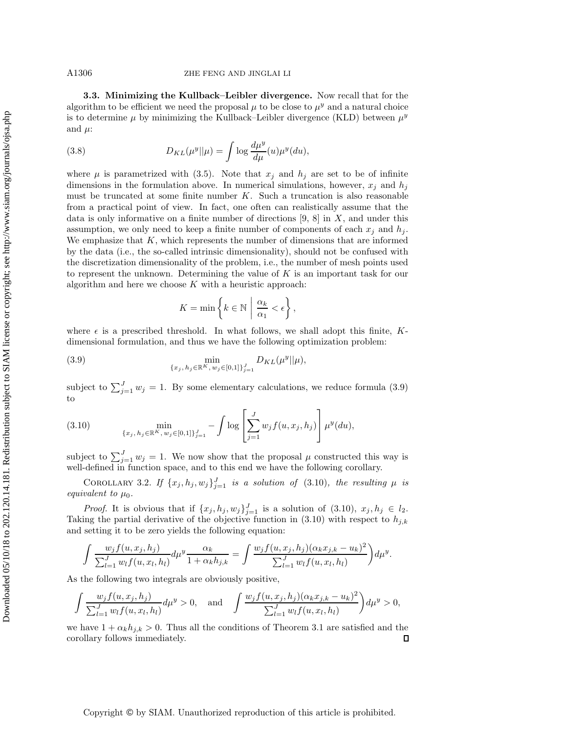**3.3. Minimizing the Kullback–Leibler divergence.** Now recall that for the algorithm to be efficient we need the proposal $\mu$ to be close to $\mu^y$ and a natural choice is to determine $\mu$ by minimizing the Kullback–Leibler divergence (KLD) between $\mu^y$ and $\mu$:

$$D_{KL}(\mu^y||\mu) = \int \log \frac{d\mu^y}{d\mu}(u)\mu^y(du), \tag{3.8}$$

where $\mu$ is parametrized with (3.5). Note that $x_j$ and $h_j$ are set to be of infinite dimensions in the formulation above. In numerical simulations, however, $x_j$ and $h_j$ must be truncated at some finite number $K$. Such a truncation is also reasonable from a practical point of view. In fact, one often can realistically assume that the data is only informative on a finite number of directions [9, 8] in $X$, and under this assumption, we only need to keep a finite number of components of each $x_j$ and $h_j$. We emphasize that $K$, which represents the number of dimensions that are informed by the data (i.e., the so-called intrinsic dimensionality), should not be confused with the discretization dimensionality of the problem, i.e., the number of mesh points used to represent the unknown. Determining the value of $K$ is an important task for our algorithm and here we choose $K$ with a heuristic approach:

$$K = \min\left\{k \in \mathbb{N} \;\middle|\; \frac{\alpha_k}{\alpha_1} < \epsilon\right\},$$

where $\epsilon$ is a prescribed threshold. In what follows, we shall adopt this finite, $K$-dimensional formulation, and thus we have the following optimization problem:

$$\min_{\{x_j,\, h_j \in \mathbb{R}^K,\, w_j \in [0,1]\}_{j=1}^J} D_{KL}(\mu^y||\mu), \tag{3.9}$$

subject to $\sum_{j=1}^J w_j = 1$. By some elementary calculations, we reduce formula (3.9) to

$$\min_{\{x_j,\, h_j \in \mathbb{R}^K,\, w_j \in [0,1]\}_{j=1}^J} -\int \log\left[\sum_{j=1}^J w_j f(u, x_j, h_j)\right]\mu^y(du), \tag{3.10}$$

subject to $\sum_{j=1}^J w_j = 1$. We now show that the proposal $\mu$ constructed this way is well-defined in function space, and to this end we have the following corollary.

COROLLARY 3.2. *If $\{x_j, h_j, w_j\}_{j=1}^J$ is a solution of (3.10), the resulting $\mu$ is equivalent to $\mu_0$.*

*Proof.* It is obvious that if $\{x_j, h_j, w_j\}_{j=1}^J$ is a solution of (3.10), $x_j, h_j \in l_2$. Taking the partial derivative of the objective function in (3.10) with respect to $h_{j,k}$ and setting it to be zero yields the following equation:

$$\int \frac{w_j f(u, x_j, h_j)}{\sum_{l=1}^J w_l f(u, x_l, h_l)} d\mu^y \frac{\alpha_k}{1 + \alpha_k h_{j,k}} = \int \frac{w_j f(u, x_j, h_j)(\alpha_k x_{j,k} - u_k)^2}{\sum_{l=1}^J w_l f(u, x_l, h_l)}\Big) d\mu^y.$$

As the following two integrals are obviously positive,

$$\int \frac{w_j f(u, x_j, h_j)}{\sum_{l=1}^J w_l f(u, x_l, h_l)} d\mu^y > 0, \quad \text{and} \quad \int \frac{w_j f(u, x_j, h_j)(\alpha_k x_{j,k} - u_k)^2}{\sum_{l=1}^J w_l f(u, x_l, h_l)}\Big) d\mu^y > 0,$$

we have $1 + \alpha_k h_{j,k} > 0$. Thus all the conditions of Theorem 3.1 are satisfied and the corollary follows immediately. ◻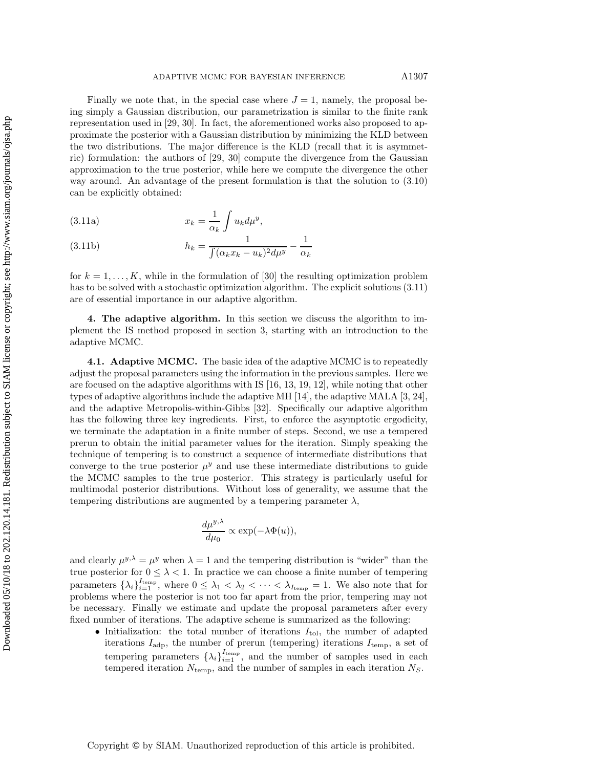Finally we note that, in the special case where $J = 1$, namely, the proposal being simply a Gaussian distribution, our parametrization is similar to the finite rank representation used in [29, 30]. In fact, the aforementioned works also proposed to approximate the posterior with a Gaussian distribution by minimizing the KLD between the two distributions. The major difference is the KLD (recall that it is asymmetric) formulation: the authors of [29, 30] compute the divergence from the Gaussian approximation to the true posterior, while here we compute the divergence the other way around. An advantage of the present formulation is that the solution to (3.10) can be explicitly obtained:

$$x_k = \frac{1}{\alpha_k} \int u_k d\mu^y, \tag{3.11a}$$

$$h_k = \frac{1}{\int (\alpha_k x_k - u_k)^2 d\mu^y} - \frac{1}{\alpha_k} \tag{3.11b}$$

for $k = 1, \ldots, K$, while in the formulation of [30] the resulting optimization problem has to be solved with a stochastic optimization algorithm. The explicit solutions (3.11) are of essential importance in our adaptive algorithm.

## 4. The adaptive algorithm.

In this section we discuss the algorithm to implement the IS method proposed in section 3, starting with an introduction to the adaptive MCMC.

### 4.1. Adaptive MCMC.

The basic idea of the adaptive MCMC is to repeatedly adjust the proposal parameters using the information in the previous samples. Here we are focused on the adaptive algorithms with IS [16, 13, 19, 12], while noting that other types of adaptive algorithms include the adaptive MH [14], the adaptive MALA [3, 24], and the adaptive Metropolis-within-Gibbs [32]. Specifically our adaptive algorithm has the following three key ingredients. First, to enforce the asymptotic ergodicity, we terminate the adaptation in a finite number of steps. Second, we use a tempered prerun to obtain the initial parameter values for the iteration. Simply speaking the technique of tempering is to construct a sequence of intermediate distributions that converge to the true posterior $\mu^y$ and use these intermediate distributions to guide the MCMC samples to the true posterior. This strategy is particularly useful for multimodal posterior distributions. Without loss of generality, we assume that the tempering distributions are augmented by a tempering parameter $\lambda$,

$$\frac{d\mu^{y,\lambda}}{d\mu_0} \propto \exp(-\lambda\Phi(u)),$$

and clearly $\mu^{y,\lambda} = \mu^y$ when $\lambda = 1$ and the tempering distribution is "wider" than the true posterior for $0 \leq \lambda < 1$. In practice we can choose a finite number of tempering parameters $\{\lambda_i\}_{i=1}^{I_{\text{temp}}}$, where $0 \leq \lambda_1 < \lambda_2 < \cdots < \lambda_{I_{\text{temp}}} = 1$. We also note that for problems where the posterior is not too far apart from the prior, tempering may not be necessary. Finally we estimate and update the proposal parameters after every fixed number of iterations. The adaptive scheme is summarized as the following:

- Initialization: the total number of iterations $I_{\text{tol}}$, the number of adapted iterations $I_{\text{adp}}$, the number of prerun (tempering) iterations $I_{\text{temp}}$, a set of tempering parameters $\{\lambda_i\}_{i=1}^{I_{\text{temp}}}$, and the number of samples used in each tempered iteration $N_{\text{temp}}$, and the number of samples in each iteration $N_S$.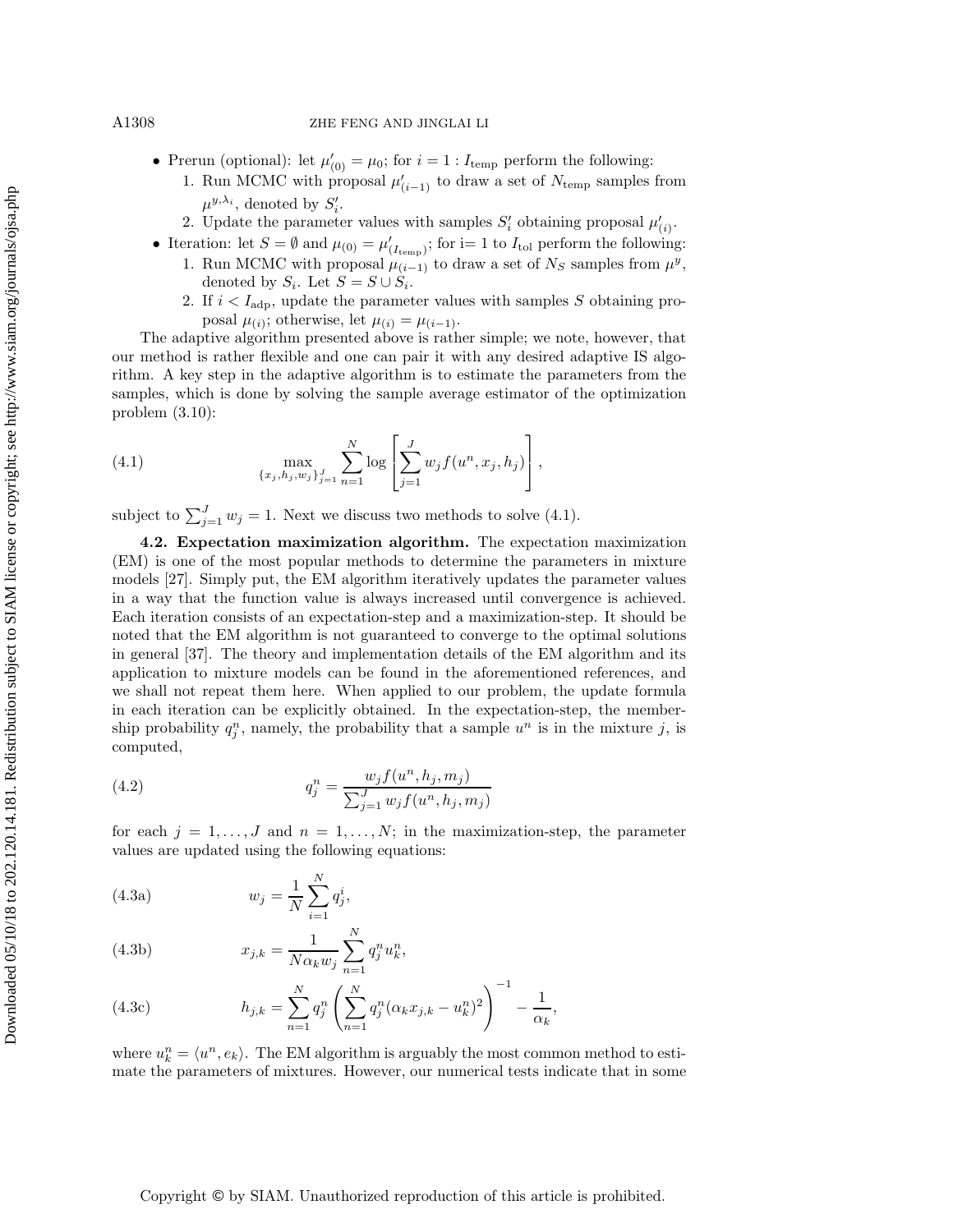- Prerun (optional): let $\mu'_{(0)} = \mu_0$; for $i = 1 : I_{\text{temp}}$ perform the following:
  1. Run MCMC with proposal $\mu'_{(i-1)}$ to draw a set of $N_{\text{temp}}$ samples from $\mu^{y,\lambda_i}$, denoted by $S'_i$.
  2. Update the parameter values with samples $S'_i$ obtaining proposal $\mu'_{(i)}$.
- Iteration: let $S = \emptyset$ and $\mu_{(0)} = \mu'_{(I_{\text{temp}})}$; for i= 1 to $I_{\text{tol}}$ perform the following:
  1. Run MCMC with proposal $\mu_{(i-1)}$ to draw a set of $N_S$ samples from $\mu^y$, denoted by $S_i$. Let $S = S \cup S_i$.
  2. If $i < I_{\text{adp}}$, update the parameter values with samples $S$ obtaining proposal $\mu_{(i)}$; otherwise, let $\mu_{(i)} = \mu_{(i-1)}$.

The adaptive algorithm presented above is rather simple; we note, however, that our method is rather flexible and one can pair it with any desired adaptive IS algorithm. A key step in the adaptive algorithm is to estimate the parameters from the samples, which is done by solving the sample average estimator of the optimization problem (3.10):

$$\max_{\{x_j,h_j,w_j\}_{j=1}^J} \sum_{n=1}^{N} \log\left[\sum_{j=1}^{J} w_j f(u^n, x_j, h_j)\right], \tag{4.1}$$

subject to $\sum_{j=1}^J w_j = 1$. Next we discuss two methods to solve (4.1).

**4.2. Expectation maximization algorithm.** The expectation maximization (EM) is one of the most popular methods to determine the parameters in mixture models [27]. Simply put, the EM algorithm iteratively updates the parameter values in a way that the function value is always increased until convergence is achieved. Each iteration consists of an expectation-step and a maximization-step. It should be noted that the EM algorithm is not guaranteed to converge to the optimal solutions in general [37]. The theory and implementation details of the EM algorithm and its application to mixture models can be found in the aforementioned references, and we shall not repeat them here. When applied to our problem, the update formula in each iteration can be explicitly obtained. In the expectation-step, the membership probability $q_j^n$, namely, the probability that a sample $u^n$ is in the mixture $j$, is computed,

$$q_j^n = \frac{w_j f(u^n, h_j, m_j)}{\sum_{j=1}^J w_j f(u^n, h_j, m_j)} \tag{4.2}$$

for each $j = 1, \ldots, J$ and $n = 1, \ldots, N$; in the maximization-step, the parameter values are updated using the following equations:

$$w_j = \frac{1}{N}\sum_{i=1}^{N} q_j^i, \tag{4.3a}$$

$$x_{j,k} = \frac{1}{N\alpha_k w_j}\sum_{n=1}^{N} q_j^n u_k^n, \tag{4.3b}$$

$$h_{j,k} = \sum_{n=1}^{N} q_j^n \left(\sum_{n=1}^{N} q_j^n (\alpha_k x_{j,k} - u_k^n)^2\right)^{-1} - \frac{1}{\alpha_k}, \tag{4.3c}$$

where $u_k^n = \langle u^n, e_k\rangle$. The EM algorithm is arguably the most common method to estimate the parameters of mixtures. However, our numerical tests indicate that in some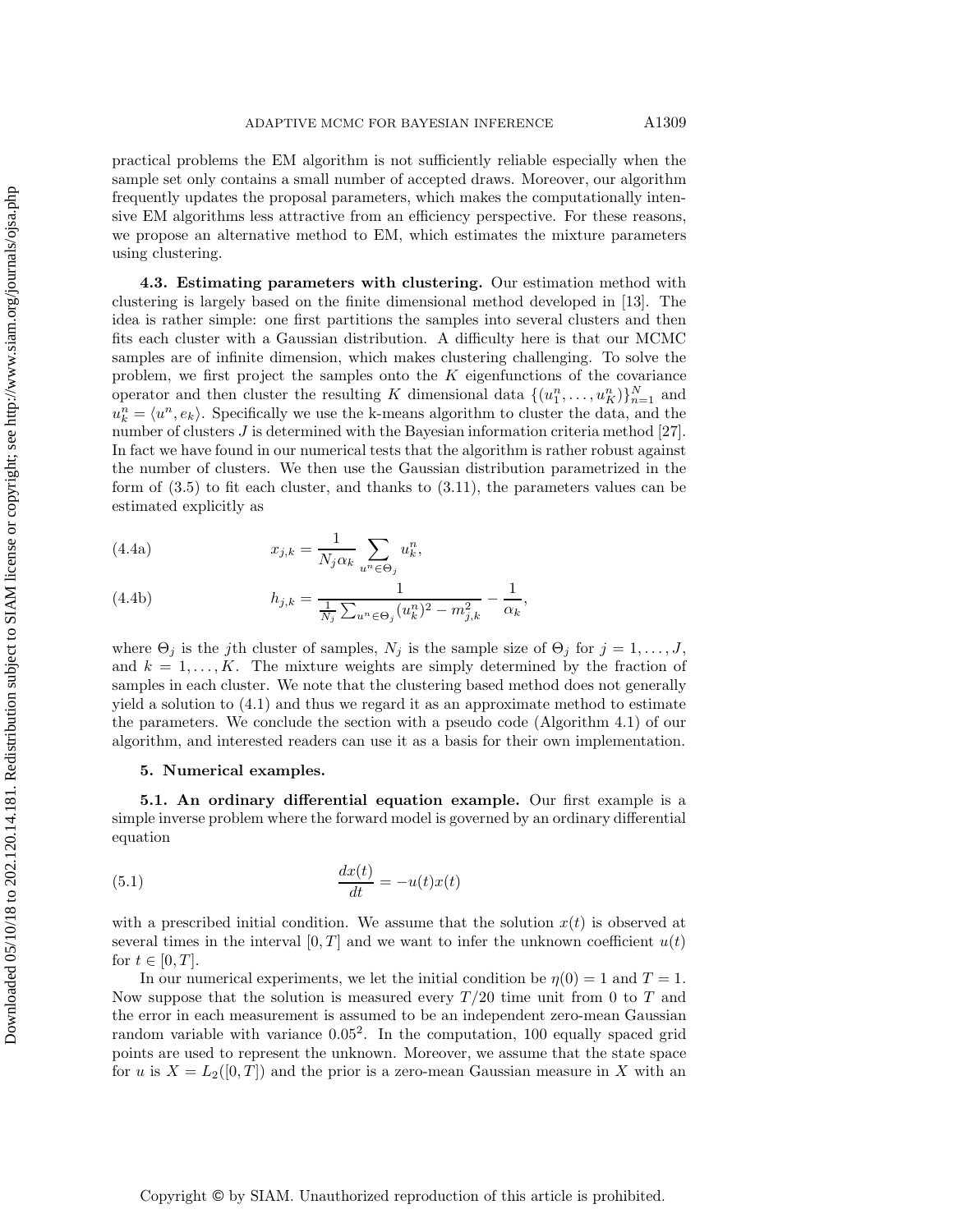practical problems the EM algorithm is not sufficiently reliable especially when the sample set only contains a small number of accepted draws. Moreover, our algorithm frequently updates the proposal parameters, which makes the computationally intensive EM algorithms less attractive from an efficiency perspective. For these reasons, we propose an alternative method to EM, which estimates the mixture parameters using clustering.

**4.3. Estimating parameters with clustering.** Our estimation method with clustering is largely based on the finite dimensional method developed in [13]. The idea is rather simple: one first partitions the samples into several clusters and then fits each cluster with a Gaussian distribution. A difficulty here is that our MCMC samples are of infinite dimension, which makes clustering challenging. To solve the problem, we first project the samples onto the $K$ eigenfunctions of the covariance operator and then cluster the resulting $K$ dimensional data $\{(u_1^n, \ldots, u_K^n)\}_{n=1}^N$ and $u_k^n = \langle u^n, e_k \rangle$. Specifically we use the k-means algorithm to cluster the data, and the number of clusters $J$ is determined with the Bayesian information criteria method [27]. In fact we have found in our numerical tests that the algorithm is rather robust against the number of clusters. We then use the Gaussian distribution parametrized in the form of (3.5) to fit each cluster, and thanks to (3.11), the parameters values can be estimated explicitly as

$$x_{j,k} = \frac{1}{N_j \alpha_k} \sum_{u^n \in \Theta_j} u_k^n, \tag{4.4a}$$

$$h_{j,k} = \frac{1}{\frac{1}{N_j} \sum_{u^n \in \Theta_j} (u_k^n)^2 - m_{j,k}^2} - \frac{1}{\alpha_k}, \tag{4.4b}$$

where $\Theta_j$ is the $j$th cluster of samples, $N_j$ is the sample size of $\Theta_j$ for $j = 1, \ldots, J$, and $k = 1, \ldots, K$. The mixture weights are simply determined by the fraction of samples in each cluster. We note that the clustering based method does not generally yield a solution to (4.1) and thus we regard it as an approximate method to estimate the parameters. We conclude the section with a pseudo code (Algorithm 4.1) of our algorithm, and interested readers can use it as a basis for their own implementation.

## 5. Numerical examples.

**5.1. An ordinary differential equation example.** Our first example is a simple inverse problem where the forward model is governed by an ordinary differential equation

$$\frac{dx(t)}{dt} = -u(t)x(t) \tag{5.1}$$

with a prescribed initial condition. We assume that the solution $x(t)$ is observed at several times in the interval $[0, T]$ and we want to infer the unknown coefficient $u(t)$ for $t \in [0, T]$.

In our numerical experiments, we let the initial condition be $\eta(0) = 1$ and $T = 1$. Now suppose that the solution is measured every $T/20$ time unit from 0 to $T$ and the error in each measurement is assumed to be an independent zero-mean Gaussian random variable with variance $0.05^2$. In the computation, 100 equally spaced grid points are used to represent the unknown. Moreover, we assume that the state space for $u$ is $X = L_2([0, T])$ and the prior is a zero-mean Gaussian measure in $X$ with an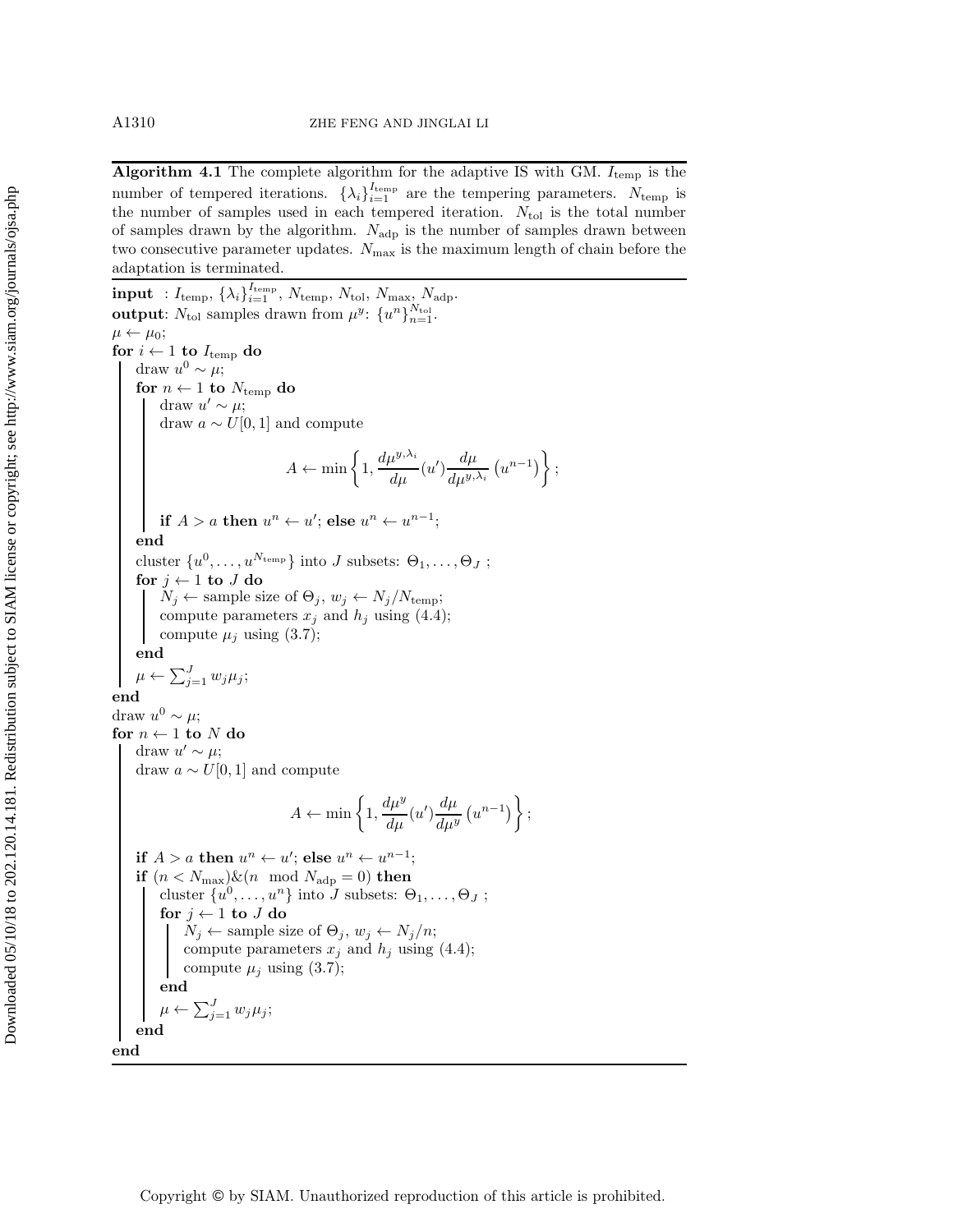**Algorithm 4.1** The complete algorithm for the adaptive IS with GM. $I_{\text{temp}}$ is the number of tempered iterations. $\{\lambda_i\}_{i=1}^{I_{\text{temp}}}$ are the tempering parameters. $N_{\text{temp}}$ is the number of samples used in each tempered iteration. $N_{\text{tol}}$ is the total number of samples drawn by the algorithm. $N_{\text{adp}}$ is the number of samples drawn between two consecutive parameter updates. $N_{\max}$ is the maximum length of chain before the adaptation is terminated.

```
input  : I_temp, {λ_i}_{i=1}^{I_temp}, N_temp, N_tol, N_max, N_adp.
output : N_tol samples drawn from μ^y: {u^n}_{n=1}^{N_tol}.
μ ← μ_0;
for i ← 1 to I_temp do
    draw u^0 ~ μ;
    for n ← 1 to N_temp do
        draw u' ~ μ;
        draw a ~ U[0,1] and compute
            A ← min{1, (dμ^{y,λ_i}/dμ)(u') (dμ/dμ^{y,λ_i})(u^{n-1})};
        if A > a then u^n ← u'; else u^n ← u^{n-1};
    end
    cluster {u^0, ..., u^{N_temp}} into J subsets: Θ_1, ..., Θ_J ;
    for j ← 1 to J do
        N_j ← sample size of Θ_j, w_j ← N_j/N_temp;
        compute parameters x_j and h_j using (4.4);
        compute μ_j using (3.7);
    end
    μ ← Σ_{j=1}^J w_j μ_j;
end
draw u^0 ~ μ;
for n ← 1 to N do
    draw u' ~ μ;
    draw a ~ U[0,1] and compute
        A ← min{1, (dμ^y/dμ)(u') (dμ/dμ^y)(u^{n-1})};
    if A > a then u^n ← u'; else u^n ← u^{n-1};
    if (n < N_max)&(n mod N_adp = 0) then
        cluster {u^0, ..., u^n} into J subsets: Θ_1, ..., Θ_J ;
        for j ← 1 to J do
            N_j ← sample size of Θ_j, w_j ← N_j/n;
            compute parameters x_j and h_j using (4.4);
            compute μ_j using (3.7);
        end
        μ ← Σ_{j=1}^J w_j μ_j;
    end
end
```

where the acceptance probabilities are

$$A \leftarrow \min\left\{1, \frac{d\mu^{y,\lambda_i}}{d\mu}(u') \frac{d\mu}{d\mu^{y,\lambda_i}}\left(u^{n-1}\right)\right\};$$

$$A \leftarrow \min\left\{1, \frac{d\mu^{y}}{d\mu}(u') \frac{d\mu}{d\mu^{y}}\left(u^{n-1}\right)\right\};$$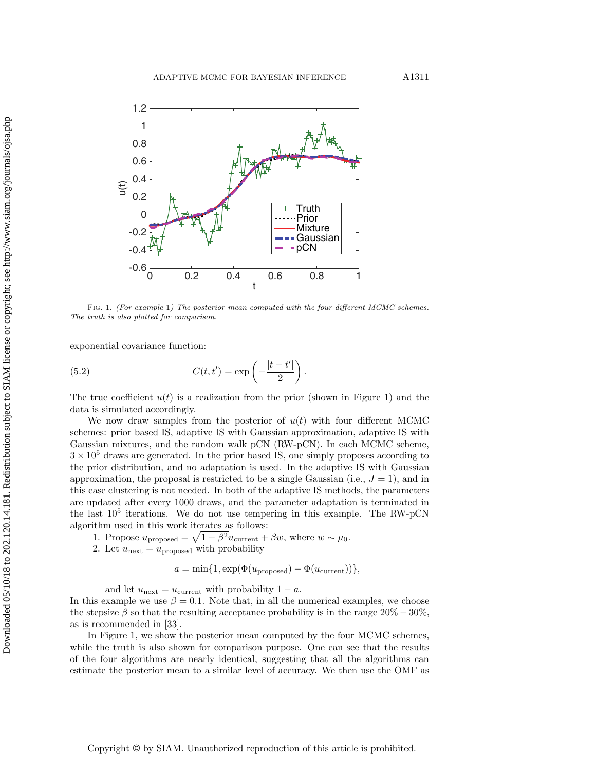Fig. 1. *(For example 1) The posterior mean computed with the four different MCMC schemes. The truth is also plotted for comparison.*

exponential covariance function:

$$C(t,t') = \exp\left(-\frac{|t-t'|}{2}\right). \tag{5.2}$$

The true coefficient $u(t)$ is a realization from the prior (shown in Figure 1) and the data is simulated accordingly.

We now draw samples from the posterior of $u(t)$ with four different MCMC schemes: prior based IS, adaptive IS with Gaussian approximation, adaptive IS with Gaussian mixtures, and the random walk pCN (RW-pCN). In each MCMC scheme, $3 \times 10^5$ draws are generated. In the prior based IS, one simply proposes according to the prior distribution, and no adaptation is used. In the adaptive IS with Gaussian approximation, the proposal is restricted to be a single Gaussian (i.e., $J = 1$), and in this case clustering is not needed. In both of the adaptive IS methods, the parameters are updated after every 1000 draws, and the parameter adaptation is terminated in the last $10^5$ iterations. We do not use tempering in this example. The RW-pCN algorithm used in this work iterates as follows:

1. Propose $u_{\text{proposed}} = \sqrt{1-\beta^2}u_{\text{current}} + \beta w$, where $w \sim \mu_0$.
2. Let $u_{\text{next}} = u_{\text{proposed}}$ with probability

$$a = \min\{1, \exp(\Phi(u_{\text{proposed}}) - \Phi(u_{\text{current}}))\},$$

   and let $u_{\text{next}} = u_{\text{current}}$ with probability $1 - a$.

In this example we use $\beta = 0.1$. Note that, in all the numerical examples, we choose the stepsize $\beta$ so that the resulting acceptance probability is in the range $20\% - 30\%$, as is recommended in [33].

In Figure 1, we show the posterior mean computed by the four MCMC schemes, while the truth is also shown for comparison purpose. One can see that the results of the four algorithms are nearly identical, suggesting that all the algorithms can estimate the posterior mean to a similar level of accuracy. We then use the OMF as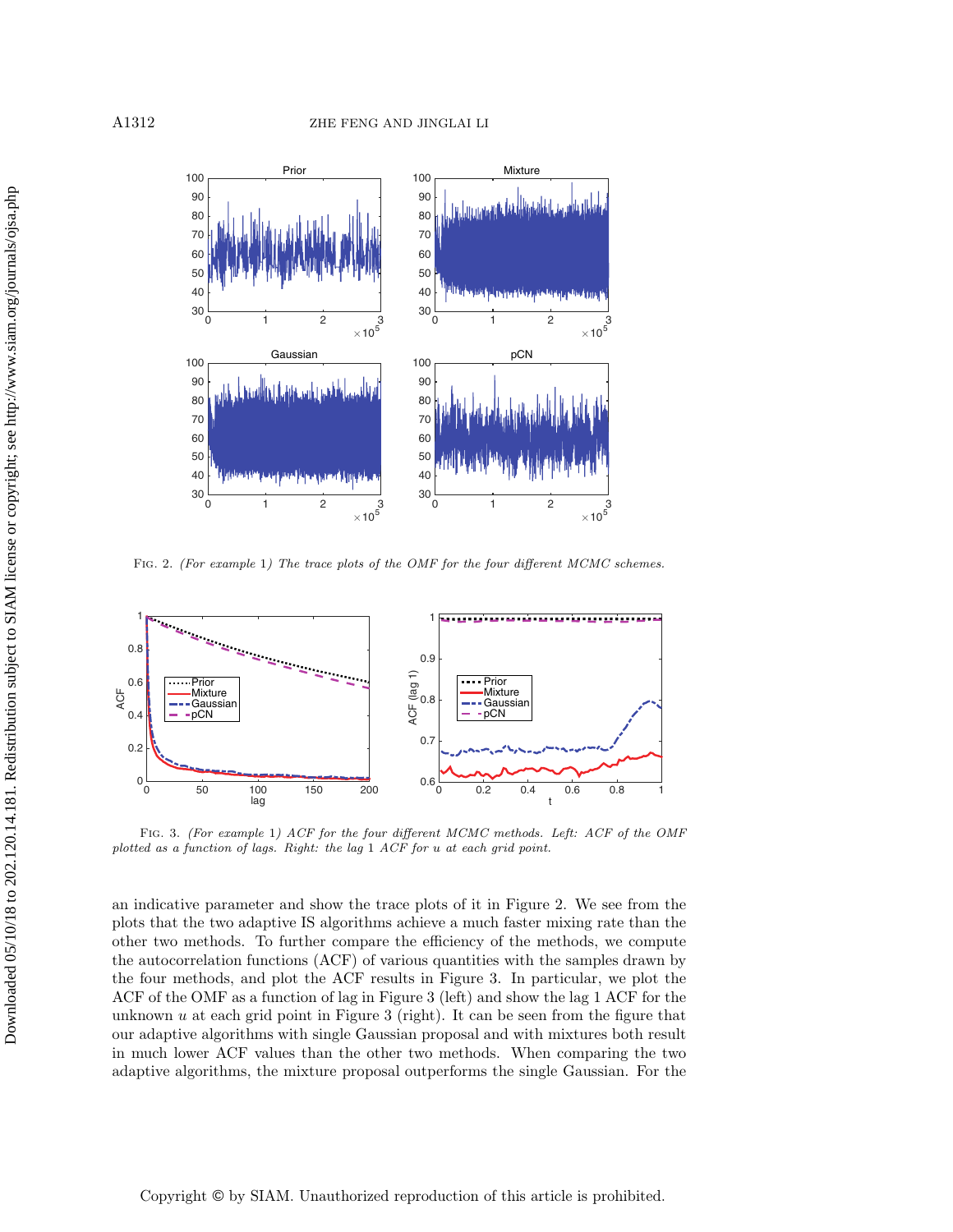FIG. 2. *(For example 1) The trace plots of the OMF for the four different MCMC schemes.*

FIG. 3. *(For example 1) ACF for the four different MCMC methods. Left: ACF of the OMF plotted as a function of lags. Right: the lag 1 ACF for u at each grid point.*

an indicative parameter and show the trace plots of it in Figure 2. We see from the plots that the two adaptive IS algorithms achieve a much faster mixing rate than the other two methods. To further compare the efficiency of the methods, we compute the autocorrelation functions (ACF) of various quantities with the samples drawn by the four methods, and plot the ACF results in Figure 3. In particular, we plot the ACF of the OMF as a function of lag in Figure 3 (left) and show the lag 1 ACF for the unknown $u$ at each grid point in Figure 3 (right). It can be seen from the figure that our adaptive algorithms with single Gaussian proposal and with mixtures both result in much lower ACF values than the other two methods. When comparing the two adaptive algorithms, the mixture proposal outperforms the single Gaussian. For the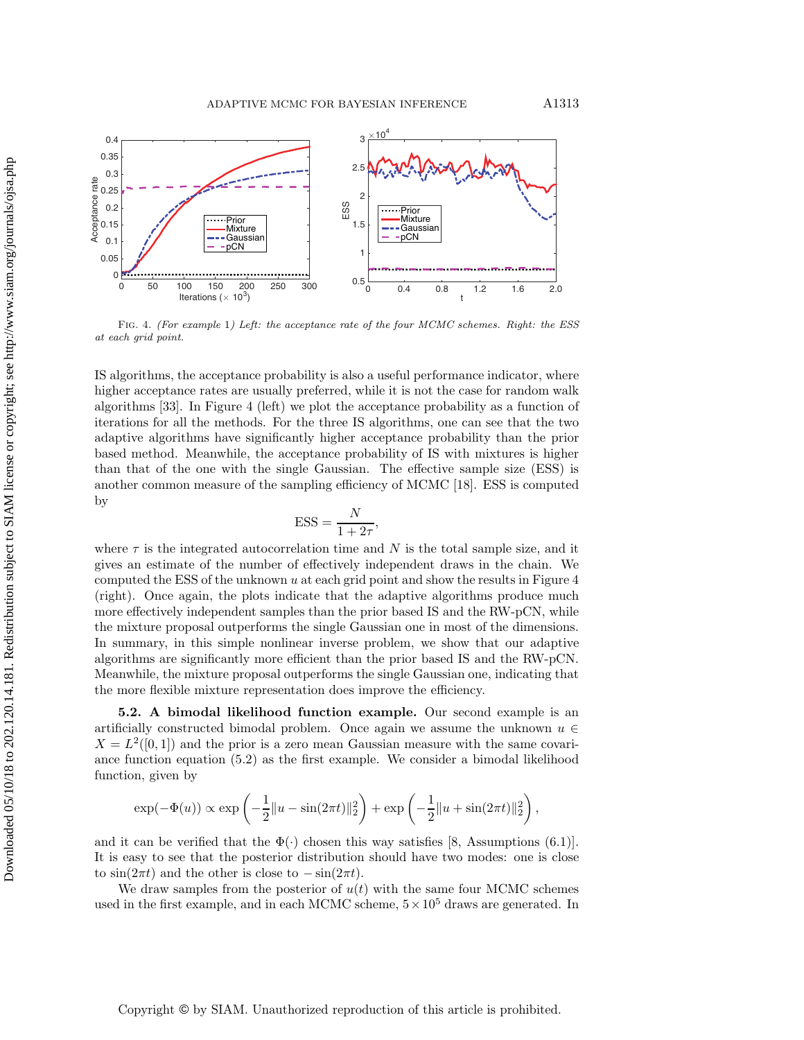FIG. 4. *(For example 1) Left: the acceptance rate of the four MCMC schemes. Right: the ESS at each grid point.*

IS algorithms, the acceptance probability is also a useful performance indicator, where higher acceptance rates are usually preferred, while it is not the case for random walk algorithms [33]. In Figure 4 (left) we plot the acceptance probability as a function of iterations for all the methods. For the three IS algorithms, one can see that the two adaptive algorithms have significantly higher acceptance probability than the prior based method. Meanwhile, the acceptance probability of IS with mixtures is higher than that of the one with the single Gaussian. The effective sample size (ESS) is another common measure of the sampling efficiency of MCMC [18]. ESS is computed by

$$\text{ESS} = \frac{N}{1 + 2\tau},$$

where $\tau$ is the integrated autocorrelation time and $N$ is the total sample size, and it gives an estimate of the number of effectively independent draws in the chain. We computed the ESS of the unknown $u$ at each grid point and show the results in Figure 4 (right). Once again, the plots indicate that the adaptive algorithms produce much more effectively independent samples than the prior based IS and the RW-pCN, while the mixture proposal outperforms the single Gaussian one in most of the dimensions. In summary, in this simple nonlinear inverse problem, we show that our adaptive algorithms are significantly more efficient than the prior based IS and the RW-pCN. Meanwhile, the mixture proposal outperforms the single Gaussian one, indicating that the more flexible mixture representation does improve the efficiency.

**5.2. A bimodal likelihood function example.** Our second example is an artificially constructed bimodal problem. Once again we assume the unknown $u \in X = L^2([0,1])$ and the prior is a zero mean Gaussian measure with the same covariance function equation (5.2) as the first example. We consider a bimodal likelihood function, given by

$$\exp(-\Phi(u)) \propto \exp\left(-\frac{1}{2}\|u - \sin(2\pi t)\|_2^2\right) + \exp\left(-\frac{1}{2}\|u + \sin(2\pi t)\|_2^2\right),$$

and it can be verified that the $\Phi(\cdot)$ chosen this way satisfies [8, Assumptions (6.1)]. It is easy to see that the posterior distribution should have two modes: one is close to $\sin(2\pi t)$ and the other is close to $-\sin(2\pi t)$.

We draw samples from the posterior of $u(t)$ with the same four MCMC schemes used in the first example, and in each MCMC scheme, $5 \times 10^5$ draws are generated. In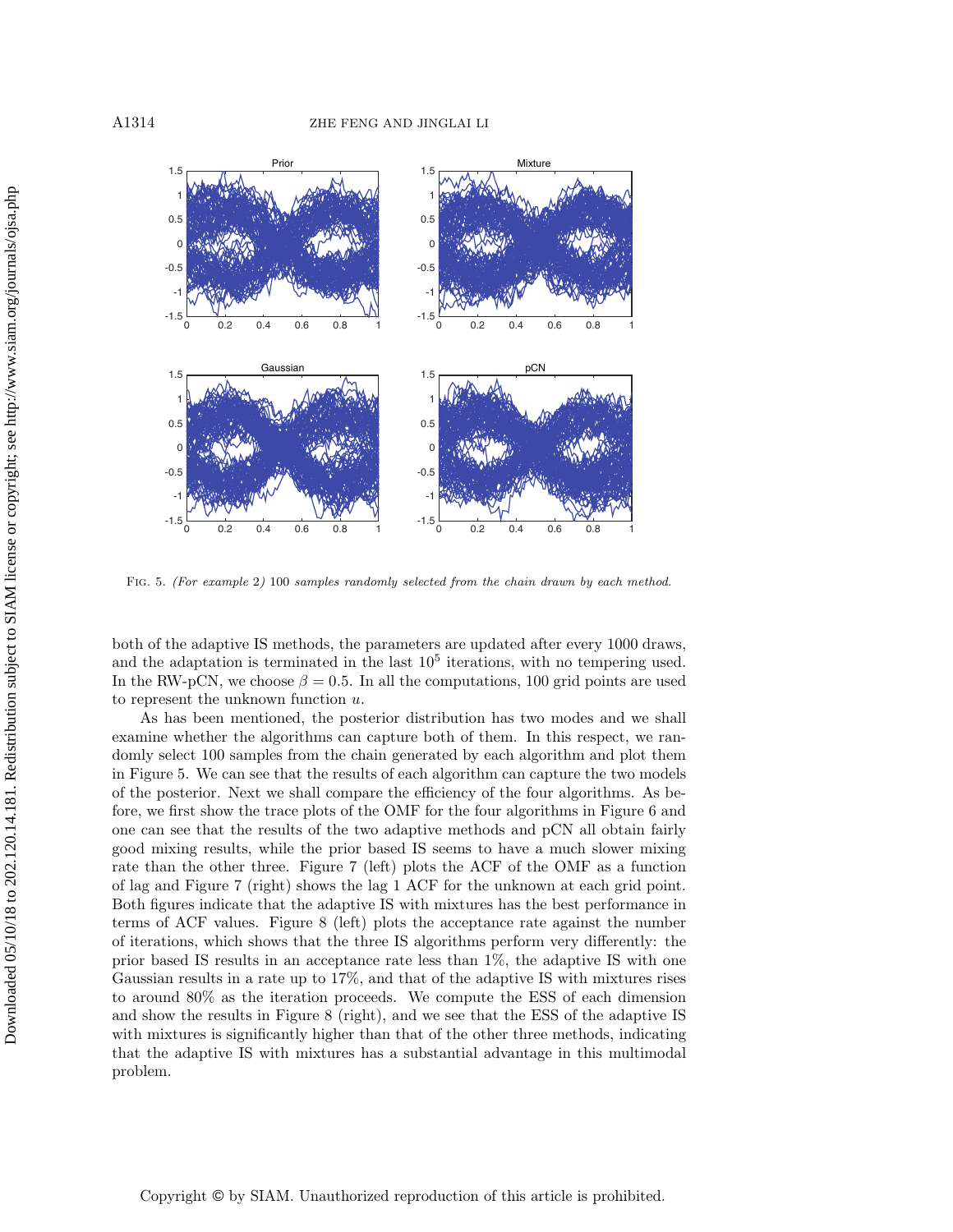Fig. 5. *(For example 2)* 100 *samples randomly selected from the chain drawn by each method.*

both of the adaptive IS methods, the parameters are updated after every 1000 draws, and the adaptation is terminated in the last $10^5$ iterations, with no tempering used. In the RW-pCN, we choose $\beta = 0.5$. In all the computations, 100 grid points are used to represent the unknown function $u$.

As has been mentioned, the posterior distribution has two modes and we shall examine whether the algorithms can capture both of them. In this respect, we randomly select 100 samples from the chain generated by each algorithm and plot them in Figure 5. We can see that the results of each algorithm can capture the two models of the posterior. Next we shall compare the efficiency of the four algorithms. As before, we first show the trace plots of the OMF for the four algorithms in Figure 6 and one can see that the results of the two adaptive methods and pCN all obtain fairly good mixing results, while the prior based IS seems to have a much slower mixing rate than the other three. Figure 7 (left) plots the ACF of the OMF as a function of lag and Figure 7 (right) shows the lag 1 ACF for the unknown at each grid point. Both figures indicate that the adaptive IS with mixtures has the best performance in terms of ACF values. Figure 8 (left) plots the acceptance rate against the number of iterations, which shows that the three IS algorithms perform very differently: the prior based IS results in an acceptance rate less than 1%, the adaptive IS with one Gaussian results in a rate up to 17%, and that of the adaptive IS with mixtures rises to around 80% as the iteration proceeds. We compute the ESS of each dimension and show the results in Figure 8 (right), and we see that the ESS of the adaptive IS with mixtures is significantly higher than that of the other three methods, indicating that the adaptive IS with mixtures has a substantial advantage in this multimodal problem.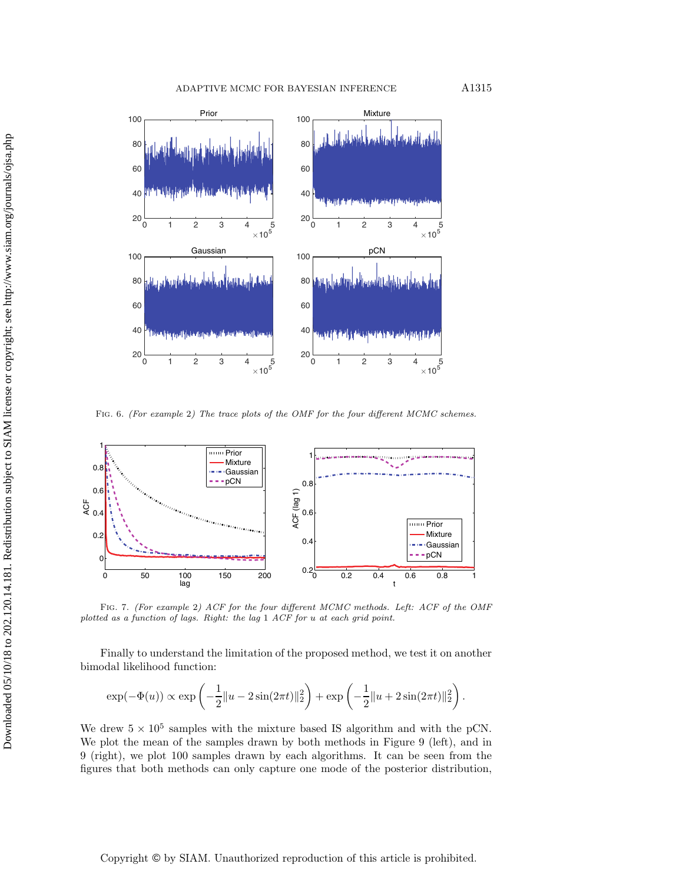FIG. 6. *(For example 2) The trace plots of the OMF for the four different MCMC schemes.*

FIG. 7. *(For example 2) ACF for the four different MCMC methods. Left: ACF of the OMF plotted as a function of lags. Right: the lag 1 ACF for u at each grid point.*

Finally to understand the limitation of the proposed method, we test it on another bimodal likelihood function:

$$\exp(-\Phi(u)) \propto \exp\left(-\frac{1}{2}\|u - 2\sin(2\pi t)\|_2^2\right) + \exp\left(-\frac{1}{2}\|u + 2\sin(2\pi t)\|_2^2\right).$$

We drew $5 \times 10^5$ samples with the mixture based IS algorithm and with the pCN. We plot the mean of the samples drawn by both methods in Figure 9 (left), and in 9 (right), we plot 100 samples drawn by each algorithms. It can be seen from the figures that both methods can only capture one mode of the posterior distribution,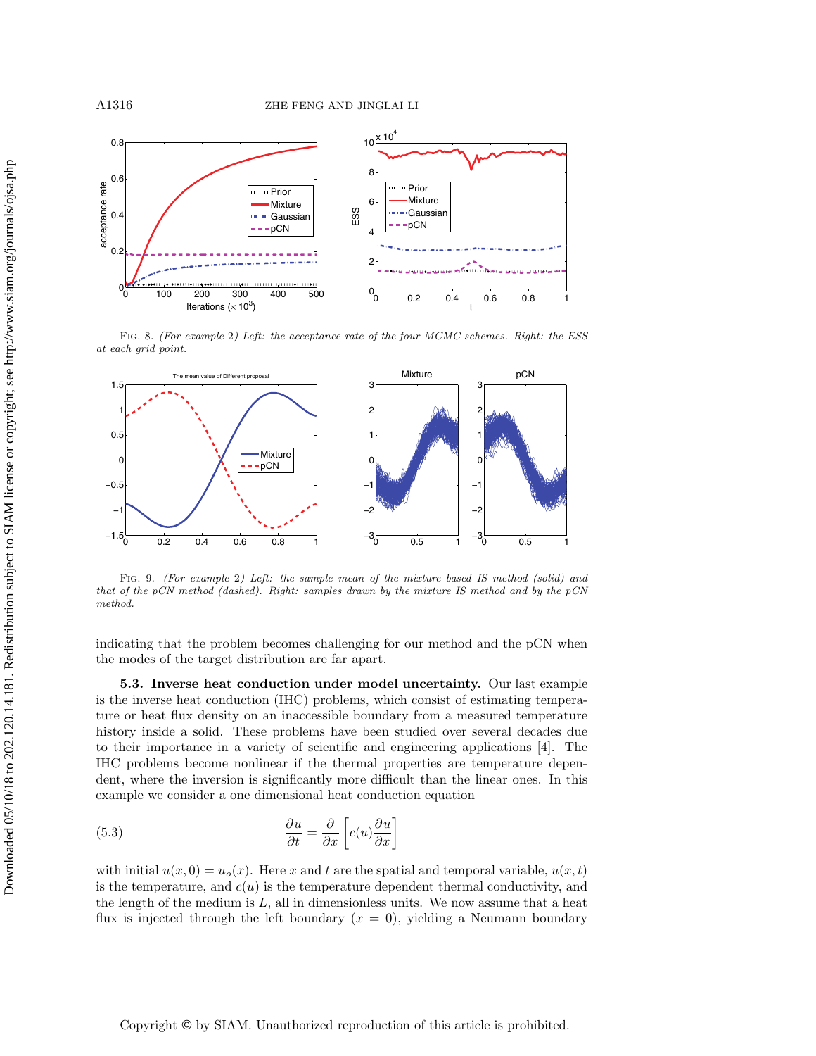FIG. 8. *(For example 2) Left: the acceptance rate of the four MCMC schemes. Right: the ESS at each grid point.*

FIG. 9. *(For example 2) Left: the sample mean of the mixture based IS method (solid) and that of the pCN method (dashed). Right: samples drawn by the mixture IS method and by the pCN method.*

indicating that the problem becomes challenging for our method and the pCN when the modes of the target distribution are far apart.

**5.3. Inverse heat conduction under model uncertainty.** Our last example is the inverse heat conduction (IHC) problems, which consist of estimating temperature or heat flux density on an inaccessible boundary from a measured temperature history inside a solid. These problems have been studied over several decades due to their importance in a variety of scientific and engineering applications [4]. The IHC problems become nonlinear if the thermal properties are temperature dependent, where the inversion is significantly more difficult than the linear ones. In this example we consider a one dimensional heat conduction equation

$$\frac{\partial u}{\partial t} = \frac{\partial}{\partial x}\left[c(u)\frac{\partial u}{\partial x}\right] \tag{5.3}$$

with initial $u(x, 0) = u_o(x)$. Here $x$ and $t$ are the spatial and temporal variable, $u(x, t)$ is the temperature, and $c(u)$ is the temperature dependent thermal conductivity, and the length of the medium is $L$, all in dimensionless units. We now assume that a heat flux is injected through the left boundary ($x = 0$), yielding a Neumann boundary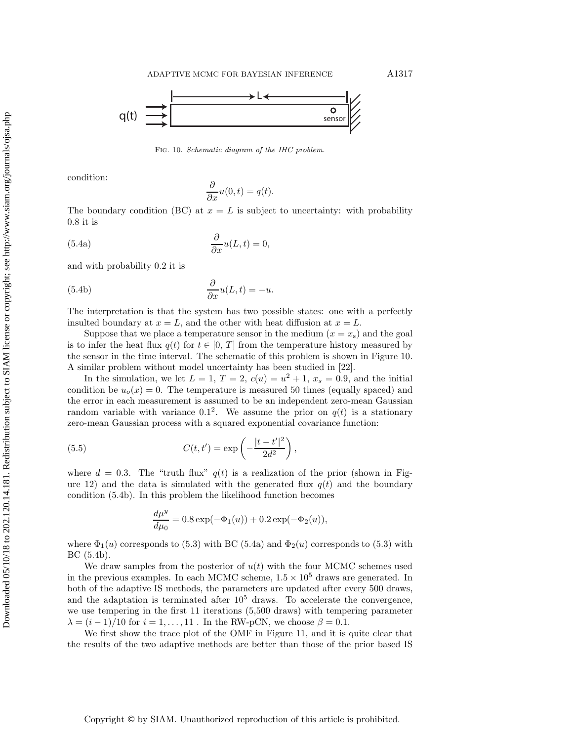Fig. 10. *Schematic diagram of the IHC problem.*

condition:

$$\frac{\partial}{\partial x}u(0,t) = q(t).$$

The boundary condition (BC) at $x = L$ is subject to uncertainty: with probability 0.8 it is

$$\frac{\partial}{\partial x}u(L,t) = 0, \tag{5.4a}$$

and with probability 0.2 it is

$$\frac{\partial}{\partial x}u(L,t) = -u. \tag{5.4b}$$

The interpretation is that the system has two possible states: one with a perfectly insulted boundary at $x = L$, and the other with heat diffusion at $x = L$.

Suppose that we place a temperature sensor in the medium ($x = x_s$) and the goal is to infer the heat flux $q(t)$ for $t \in [0, T]$ from the temperature history measured by the sensor in the time interval. The schematic of this problem is shown in Figure 10. A similar problem without model uncertainty has been studied in [22].

In the simulation, we let $L = 1$, $T = 2$, $c(u) = u^2 + 1$, $x_s = 0.9$, and the initial condition be $u_o(x) = 0$. The temperature is measured 50 times (equally spaced) and the error in each measurement is assumed to be an independent zero-mean Gaussian random variable with variance $0.1^2$. We assume the prior on $q(t)$ is a stationary zero-mean Gaussian process with a squared exponential covariance function:

$$C(t,t') = \exp\left(-\frac{|t-t'|^2}{2d^2}\right), \tag{5.5}$$

where $d = 0.3$. The "truth flux" $q(t)$ is a realization of the prior (shown in Figure 12) and the data is simulated with the generated flux $q(t)$ and the boundary condition (5.4b). In this problem the likelihood function becomes

$$\frac{d\mu^y}{d\mu_0} = 0.8\exp(-\Phi_1(u)) + 0.2\exp(-\Phi_2(u)),$$

where $\Phi_1(u)$ corresponds to (5.3) with BC (5.4a) and $\Phi_2(u)$ corresponds to (5.3) with BC (5.4b).

We draw samples from the posterior of $u(t)$ with the four MCMC schemes used in the previous examples. In each MCMC scheme, $1.5 \times 10^5$ draws are generated. In both of the adaptive IS methods, the parameters are updated after every 500 draws, and the adaptation is terminated after $10^5$ draws. To accelerate the convergence, we use tempering in the first 11 iterations (5,500 draws) with tempering parameter $\lambda = (i-1)/10$ for $i = 1, \ldots, 11$. In the RW-pCN, we choose $\beta = 0.1$.

We first show the trace plot of the OMF in Figure 11, and it is quite clear that the results of the two adaptive methods are better than those of the prior based IS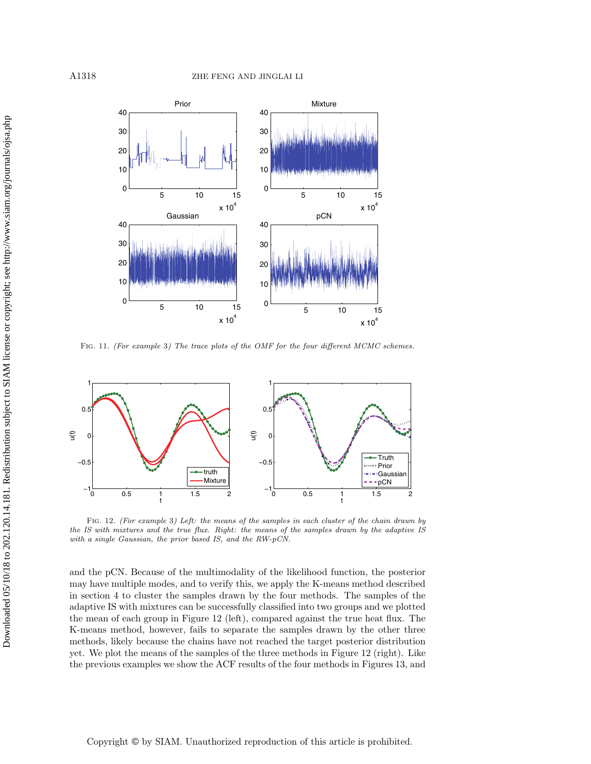FIG. 11. *(For example 3) The trace plots of the OMF for the four different MCMC schemes.*

FIG. 12. *(For example 3) Left: the means of the samples in each cluster of the chain drawn by the IS with mixtures and the true flux. Right: the means of the samples drawn by the adaptive IS with a single Gaussian, the prior based IS, and the RW-pCN.*

and the pCN. Because of the multimodality of the likelihood function, the posterior may have multiple modes, and to verify this, we apply the K-means method described in section 4 to cluster the samples drawn by the four methods. The samples of the adaptive IS with mixtures can be successfully classified into two groups and we plotted the mean of each group in Figure 12 (left), compared against the true heat flux. The K-means method, however, fails to separate the samples drawn by the other three methods, likely because the chains have not reached the target posterior distribution yet. We plot the means of the samples of the three methods in Figure 12 (right). Like the previous examples we show the ACF results of the four methods in Figures 13, and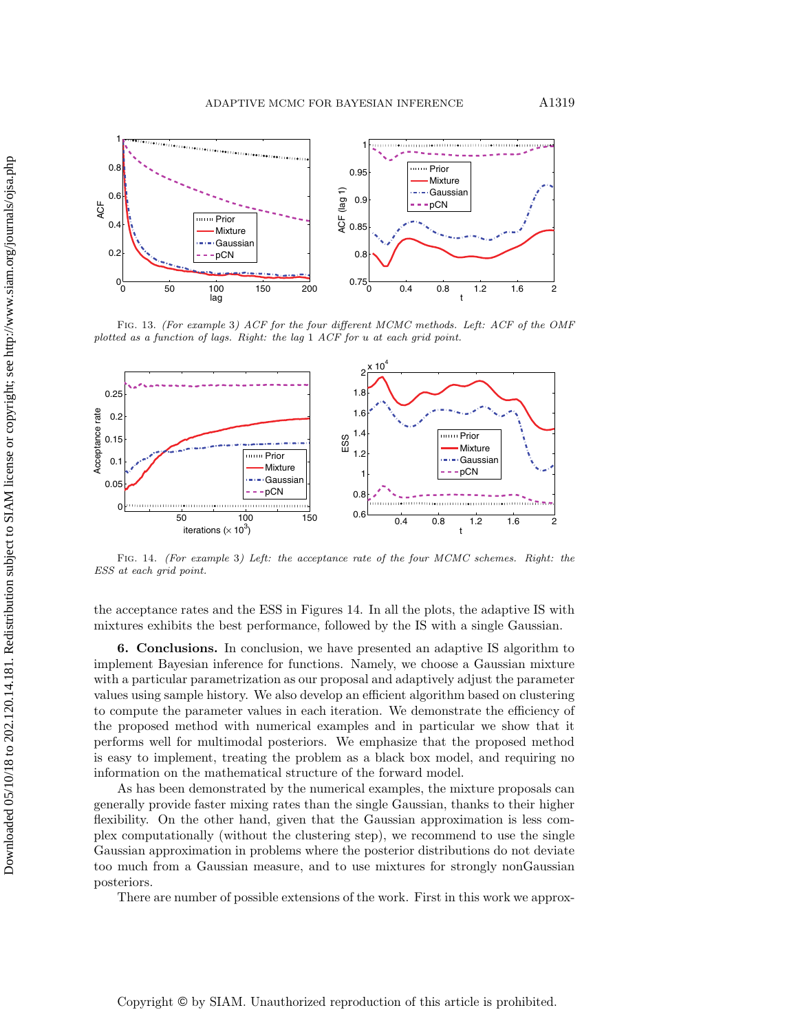Fig. 13. *(For example 3) ACF for the four different MCMC methods. Left: ACF of the OMF plotted as a function of lags. Right: the lag 1 ACF for u at each grid point.*

Fig. 14. *(For example 3) Left: the acceptance rate of the four MCMC schemes. Right: the ESS at each grid point.*

the acceptance rates and the ESS in Figures 14. In all the plots, the adaptive IS with mixtures exhibits the best performance, followed by the IS with a single Gaussian.

**6. Conclusions.** In conclusion, we have presented an adaptive IS algorithm to implement Bayesian inference for functions. Namely, we choose a Gaussian mixture with a particular parametrization as our proposal and adaptively adjust the parameter values using sample history. We also develop an efficient algorithm based on clustering to compute the parameter values in each iteration. We demonstrate the efficiency of the proposed method with numerical examples and in particular we show that it performs well for multimodal posteriors. We emphasize that the proposed method is easy to implement, treating the problem as a black box model, and requiring no information on the mathematical structure of the forward model.

As has been demonstrated by the numerical examples, the mixture proposals can generally provide faster mixing rates than the single Gaussian, thanks to their higher flexibility. On the other hand, given that the Gaussian approximation is less complex computationally (without the clustering step), we recommend to use the single Gaussian approximation in problems where the posterior distributions do not deviate too much from a Gaussian measure, and to use mixtures for strongly nonGaussian posteriors.

There are number of possible extensions of the work. First in this work we approx-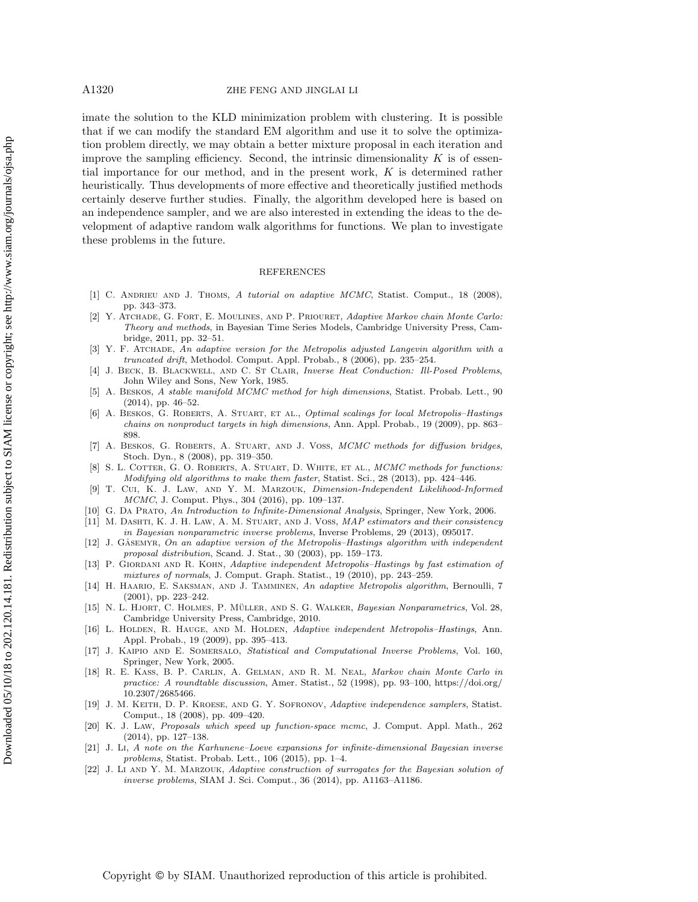imate the solution to the KLD minimization problem with clustering. It is possible that if we can modify the standard EM algorithm and use it to solve the optimization problem directly, we may obtain a better mixture proposal in each iteration and improve the sampling efficiency. Second, the intrinsic dimensionality $K$ is of essential importance for our method, and in the present work, $K$ is determined rather heuristically. Thus developments of more effective and theoretically justified methods certainly deserve further studies. Finally, the algorithm developed here is based on an independence sampler, and we are also interested in extending the ideas to the development of adaptive random walk algorithms for functions. We plan to investigate these problems in the future.

## REFERENCES

[1] C. Andrieu and J. Thoms, *A tutorial on adaptive MCMC*, Statist. Comput., 18 (2008), pp. 343–373.

[2] Y. Atchade, G. Fort, E. Moulines, and P. Priouret, *Adaptive Markov chain Monte Carlo: Theory and methods*, in Bayesian Time Series Models, Cambridge University Press, Cambridge, 2011, pp. 32–51.

[3] Y. F. Atchade, *An adaptive version for the Metropolis adjusted Langevin algorithm with a truncated drift*, Methodol. Comput. Appl. Probab., 8 (2006), pp. 235–254.

[4] J. Beck, B. Blackwell, and C. St Clair, *Inverse Heat Conduction: Ill-Posed Problems*, John Wiley and Sons, New York, 1985.

[5] A. Beskos, *A stable manifold MCMC method for high dimensions*, Statist. Probab. Lett., 90 (2014), pp. 46–52.

[6] A. Beskos, G. Roberts, A. Stuart, et al., *Optimal scalings for local Metropolis–Hastings chains on nonproduct targets in high dimensions*, Ann. Appl. Probab., 19 (2009), pp. 863–898.

[7] A. Beskos, G. Roberts, A. Stuart, and J. Voss, *MCMC methods for diffusion bridges*, Stoch. Dyn., 8 (2008), pp. 319–350.

[8] S. L. Cotter, G. O. Roberts, A. Stuart, D. White, et al., *MCMC methods for functions: Modifying old algorithms to make them faster*, Statist. Sci., 28 (2013), pp. 424–446.

[9] T. Cui, K. J. Law, and Y. M. Marzouk, *Dimension-Independent Likelihood-Informed MCMC*, J. Comput. Phys., 304 (2016), pp. 109–137.

[10] G. Da Prato, *An Introduction to Infinite-Dimensional Analysis*, Springer, New York, 2006.

[11] M. Dashti, K. J. H. Law, A. M. Stuart, and J. Voss, *MAP estimators and their consistency in Bayesian nonparametric inverse problems*, Inverse Problems, 29 (2013), 095017.

[12] J. Gåsemyr, *On an adaptive version of the Metropolis–Hastings algorithm with independent proposal distribution*, Scand. J. Stat., 30 (2003), pp. 159–173.

[13] P. Giordani and R. Kohn, *Adaptive independent Metropolis–Hastings by fast estimation of mixtures of normals*, J. Comput. Graph. Statist., 19 (2010), pp. 243–259.

[14] H. Haario, E. Saksman, and J. Tamminen, *An adaptive Metropolis algorithm*, Bernoulli, 7 (2001), pp. 223–242.

[15] N. L. Hjort, C. Holmes, P. Müller, and S. G. Walker, *Bayesian Nonparametrics*, Vol. 28, Cambridge University Press, Cambridge, 2010.

[16] L. Holden, R. Hauge, and M. Holden, *Adaptive independent Metropolis–Hastings*, Ann. Appl. Probab., 19 (2009), pp. 395–413.

[17] J. Kaipio and E. Somersalo, *Statistical and Computational Inverse Problems*, Vol. 160, Springer, New York, 2005.

[18] R. E. Kass, B. P. Carlin, A. Gelman, and R. M. Neal, *Markov chain Monte Carlo in practice: A roundtable discussion*, Amer. Statist., 52 (1998), pp. 93–100, https://doi.org/10.2307/2685466.

[19] J. M. Keith, D. P. Kroese, and G. Y. Sofronov, *Adaptive independence samplers*, Statist. Comput., 18 (2008), pp. 409–420.

[20] K. J. Law, *Proposals which speed up function-space mcmc*, J. Comput. Appl. Math., 262 (2014), pp. 127–138.

[21] J. Li, *A note on the Karhunene–Loeve expansions for infinite-dimensional Bayesian inverse problems*, Statist. Probab. Lett., 106 (2015), pp. 1–4.

[22] J. Li and Y. M. Marzouk, *Adaptive construction of surrogates for the Bayesian solution of inverse problems*, SIAM J. Sci. Comput., 36 (2014), pp. A1163–A1186.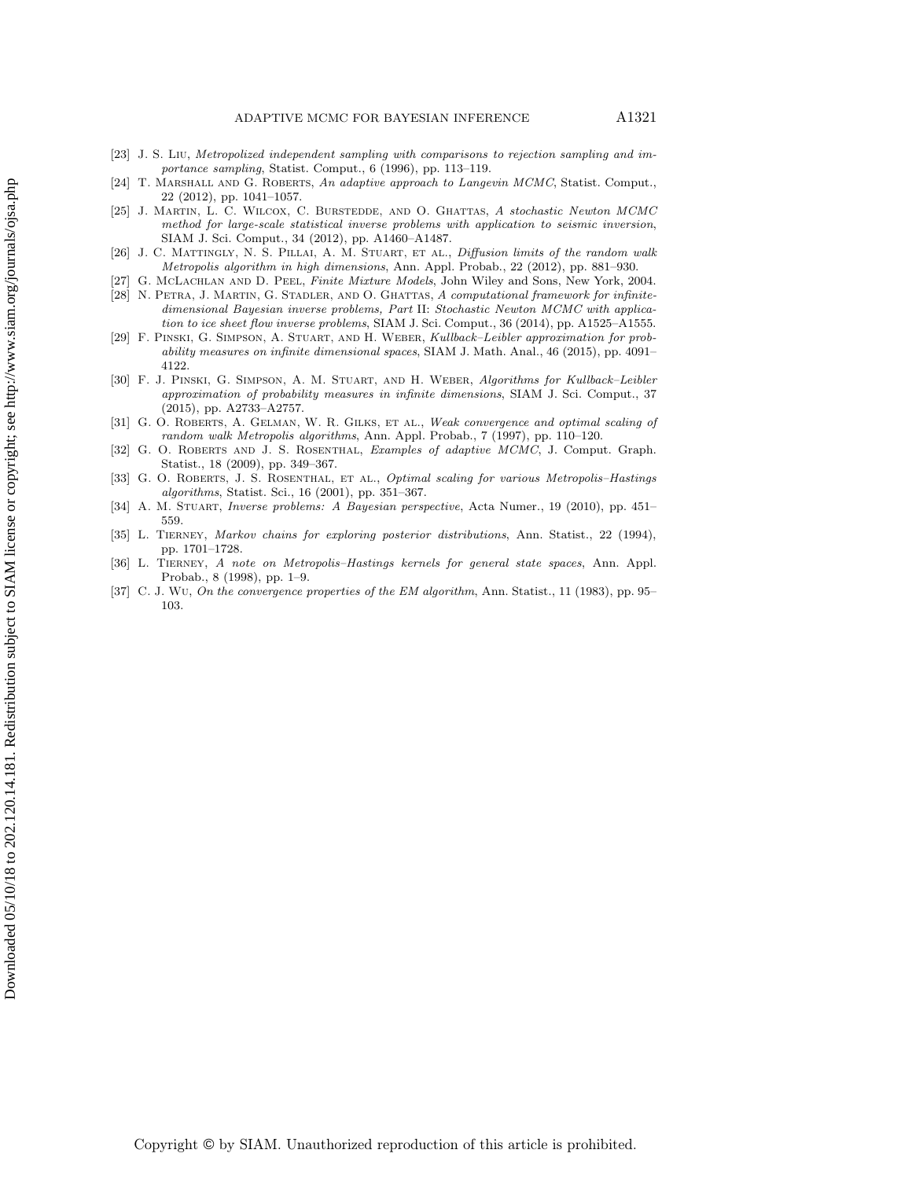[23] J. S. Liu, *Metropolized independent sampling with comparisons to rejection sampling and importance sampling*, Statist. Comput., 6 (1996), pp. 113–119.

[24] T. Marshall and G. Roberts, *An adaptive approach to Langevin MCMC*, Statist. Comput., 22 (2012), pp. 1041–1057.

[25] J. Martin, L. C. Wilcox, C. Burstedde, and O. Ghattas, *A stochastic Newton MCMC method for large-scale statistical inverse problems with application to seismic inversion*, SIAM J. Sci. Comput., 34 (2012), pp. A1460–A1487.

[26] J. C. Mattingly, N. S. Pillai, A. M. Stuart, et al., *Diffusion limits of the random walk Metropolis algorithm in high dimensions*, Ann. Appl. Probab., 22 (2012), pp. 881–930.

[27] G. McLachlan and D. Peel, *Finite Mixture Models*, John Wiley and Sons, New York, 2004.

[28] N. Petra, J. Martin, G. Stadler, and O. Ghattas, *A computational framework for infinite-dimensional Bayesian inverse problems, Part* II: *Stochastic Newton MCMC with application to ice sheet flow inverse problems*, SIAM J. Sci. Comput., 36 (2014), pp. A1525–A1555.

[29] F. Pinski, G. Simpson, A. Stuart, and H. Weber, *Kullback–Leibler approximation for probability measures on infinite dimensional spaces*, SIAM J. Math. Anal., 46 (2015), pp. 4091–4122.

[30] F. J. Pinski, G. Simpson, A. M. Stuart, and H. Weber, *Algorithms for Kullback–Leibler approximation of probability measures in infinite dimensions*, SIAM J. Sci. Comput., 37 (2015), pp. A2733–A2757.

[31] G. O. Roberts, A. Gelman, W. R. Gilks, et al., *Weak convergence and optimal scaling of random walk Metropolis algorithms*, Ann. Appl. Probab., 7 (1997), pp. 110–120.

[32] G. O. Roberts and J. S. Rosenthal, *Examples of adaptive MCMC*, J. Comput. Graph. Statist., 18 (2009), pp. 349–367.

[33] G. O. Roberts, J. S. Rosenthal, et al., *Optimal scaling for various Metropolis–Hastings algorithms*, Statist. Sci., 16 (2001), pp. 351–367.

[34] A. M. Stuart, *Inverse problems: A Bayesian perspective*, Acta Numer., 19 (2010), pp. 451–559.

[35] L. Tierney, *Markov chains for exploring posterior distributions*, Ann. Statist., 22 (1994), pp. 1701–1728.

[36] L. Tierney, *A note on Metropolis–Hastings kernels for general state spaces*, Ann. Appl. Probab., 8 (1998), pp. 1–9.

[37] C. J. Wu, *On the convergence properties of the EM algorithm*, Ann. Statist., 11 (1983), pp. 95–103.